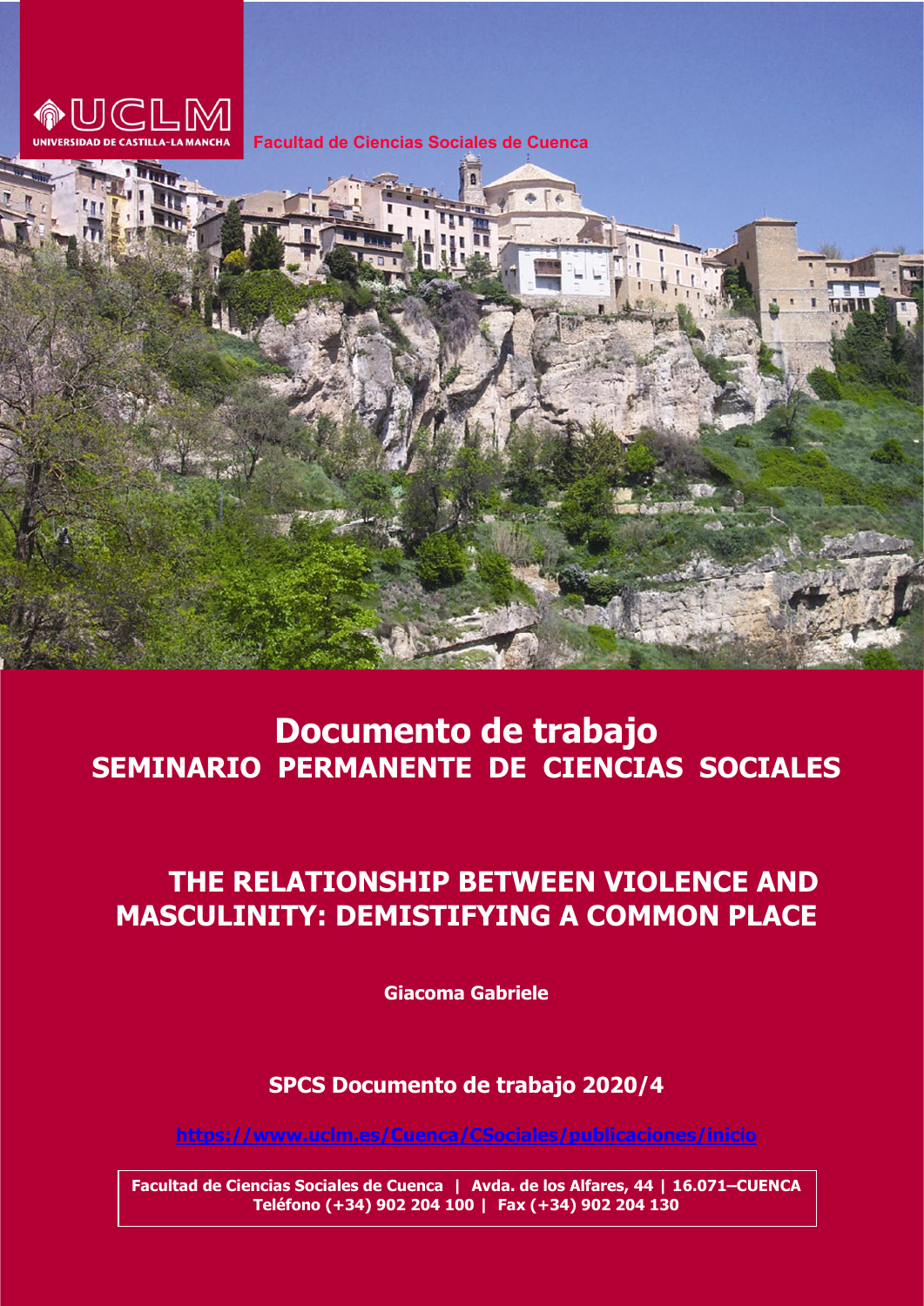UNIVERSIDAD DE CASTILLA-LA MANCHA

Facultad de Ciencias Sociales de Cuenca

# Documento de trabajo
## SEMINARIO PERMANENTE DE CIENCIAS SOCIALES

# THE RELATIONSHIP BETWEEN VIOLENCE AND MASCULINITY: DEMISTIFYING A COMMON PLACE

**Giacoma Gabriele**

**SPCS Documento de trabajo 2020/4**

https://www.uclm.es/Cuenca/CSociales/publicaciones/inicio

**Facultad de Ciencias Sociales de Cuenca | Avda. de los Alfares, 44 | 16.071–CUENCA**
**Teléfono (+34) 902 204 100 | Fax (+34) 902 204 130**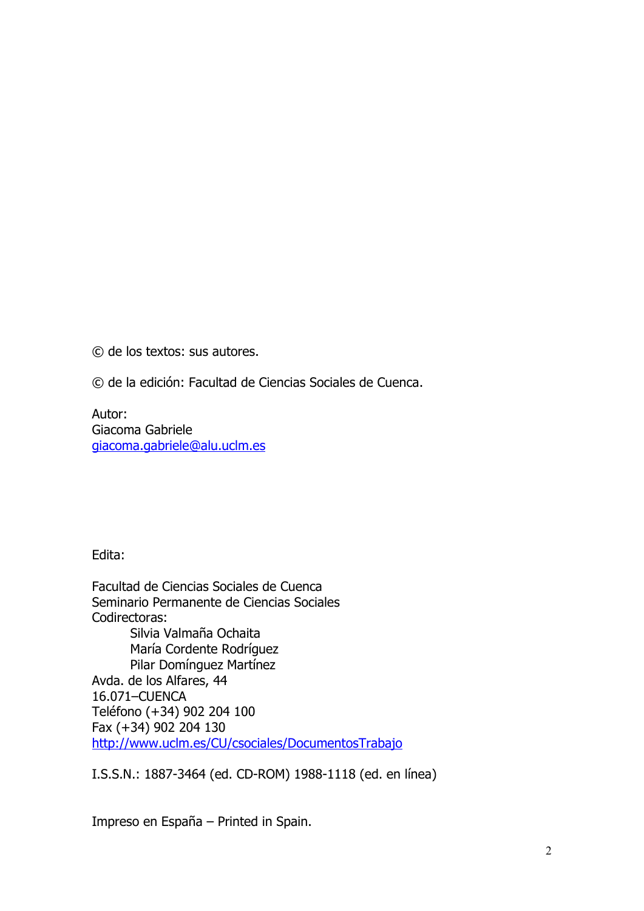© de los textos: sus autores.

© de la edición: Facultad de Ciencias Sociales de Cuenca.

Autor:
Giacoma Gabriele
giacoma.gabriele@alu.uclm.es

Edita:

Facultad de Ciencias Sociales de Cuenca
Seminario Permanente de Ciencias Sociales
Codirectoras:
Silvia Valmaña Ochaita
María Cordente Rodríguez
Pilar Domínguez Martínez
Avda. de los Alfares, 44
16.071–CUENCA
Teléfono (+34) 902 204 100
Fax (+34) 902 204 130
http://www.uclm.es/CU/csociales/DocumentosTrabajo

I.S.S.N.: 1887-3464 (ed. CD-ROM) 1988-1118 (ed. en línea)

Impreso en España – Printed in Spain.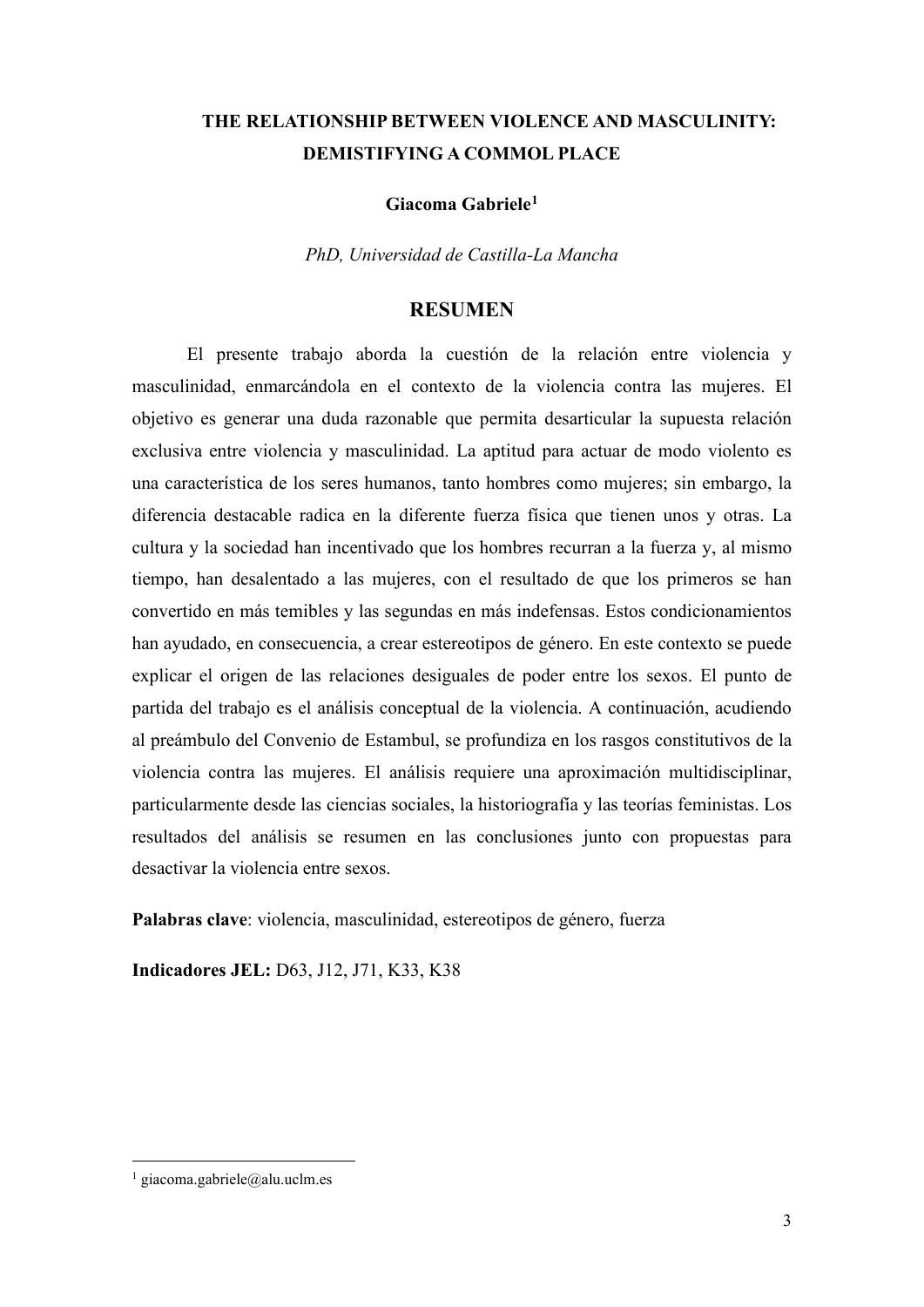# THE RELATIONSHIP BETWEEN VIOLENCE AND MASCULINITY: DEMISTIFYING A COMMOL PLACE

**Giacoma Gabriele**[1]

*PhD, Universidad de Castilla-La Mancha*

## RESUMEN

El presente trabajo aborda la cuestión de la relación entre violencia y masculinidad, enmarcándola en el contexto de la violencia contra las mujeres. El objetivo es generar una duda razonable que permita desarticular la supuesta relación exclusiva entre violencia y masculinidad. La aptitud para actuar de modo violento es una característica de los seres humanos, tanto hombres como mujeres; sin embargo, la diferencia destacable radica en la diferente fuerza física que tienen unos y otras. La cultura y la sociedad han incentivado que los hombres recurran a la fuerza y, al mismo tiempo, han desalentado a las mujeres, con el resultado de que los primeros se han convertido en más temibles y las segundas en más indefensas. Estos condicionamientos han ayudado, en consecuencia, a crear estereotipos de género. En este contexto se puede explicar el origen de las relaciones desiguales de poder entre los sexos. El punto de partida del trabajo es el análisis conceptual de la violencia. A continuación, acudiendo al preámbulo del Convenio de Estambul, se profundiza en los rasgos constitutivos de la violencia contra las mujeres. El análisis requiere una aproximación multidisciplinar, particularmente desde las ciencias sociales, la historiografía y las teorías feministas. Los resultados del análisis se resumen en las conclusiones junto con propuestas para desactivar la violencia entre sexos.

**Palabras clave**: violencia, masculinidad, estereotipos de género, fuerza

**Indicadores JEL:** D63, J12, J71, K33, K38

[1] giacoma.gabriele@alu.uclm.es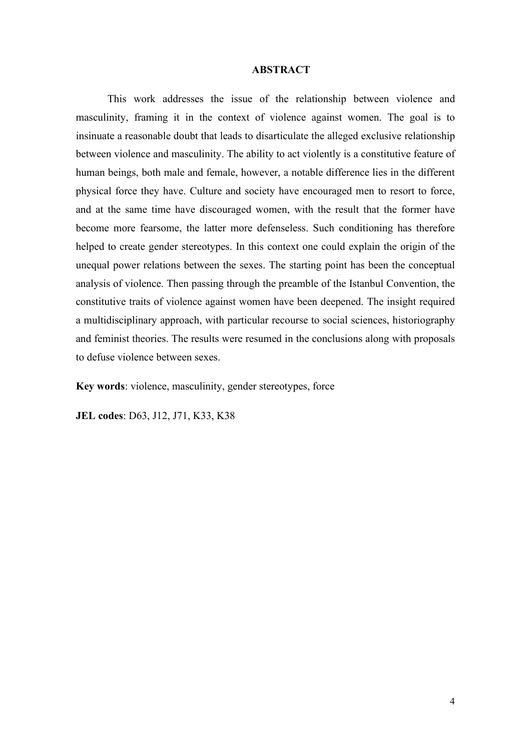## ABSTRACT

This work addresses the issue of the relationship between violence and masculinity, framing it in the context of violence against women. The goal is to insinuate a reasonable doubt that leads to disarticulate the alleged exclusive relationship between violence and masculinity. The ability to act violently is a constitutive feature of human beings, both male and female, however, a notable difference lies in the different physical force they have. Culture and society have encouraged men to resort to force, and at the same time have discouraged women, with the result that the former have become more fearsome, the latter more defenseless. Such conditioning has therefore helped to create gender stereotypes. In this context one could explain the origin of the unequal power relations between the sexes. The starting point has been the conceptual analysis of violence. Then passing through the preamble of the Istanbul Convention, the constitutive traits of violence against women have been deepened. The insight required a multidisciplinary approach, with particular recourse to social sciences, historiography and feminist theories. The results were resumed in the conclusions along with proposals to defuse violence between sexes.

**Key words**: violence, masculinity, gender stereotypes, force

**JEL codes**: D63, J12, J71, K33, K38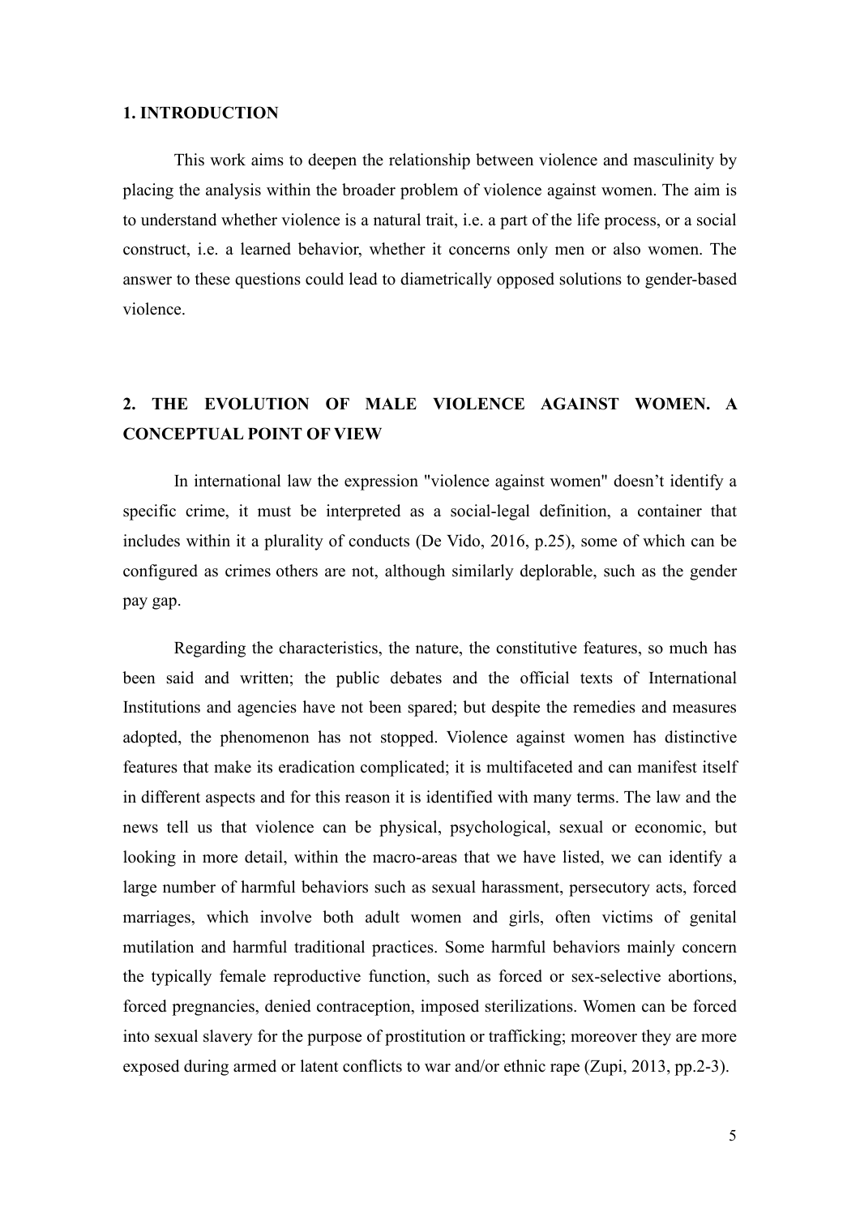## 1. INTRODUCTION

This work aims to deepen the relationship between violence and masculinity by placing the analysis within the broader problem of violence against women. The aim is to understand whether violence is a natural trait, i.e. a part of the life process, or a social construct, i.e. a learned behavior, whether it concerns only men or also women. The answer to these questions could lead to diametrically opposed solutions to gender-based violence.

## 2. THE EVOLUTION OF MALE VIOLENCE AGAINST WOMEN. A CONCEPTUAL POINT OF VIEW

In international law the expression "violence against women" doesn't identify a specific crime, it must be interpreted as a social-legal definition, a container that includes within it a plurality of conducts (De Vido, 2016, p.25), some of which can be configured as crimes others are not, although similarly deplorable, such as the gender pay gap.

Regarding the characteristics, the nature, the constitutive features, so much has been said and written; the public debates and the official texts of International Institutions and agencies have not been spared; but despite the remedies and measures adopted, the phenomenon has not stopped. Violence against women has distinctive features that make its eradication complicated; it is multifaceted and can manifest itself in different aspects and for this reason it is identified with many terms. The law and the news tell us that violence can be physical, psychological, sexual or economic, but looking in more detail, within the macro-areas that we have listed, we can identify a large number of harmful behaviors such as sexual harassment, persecutory acts, forced marriages, which involve both adult women and girls, often victims of genital mutilation and harmful traditional practices. Some harmful behaviors mainly concern the typically female reproductive function, such as forced or sex-selective abortions, forced pregnancies, denied contraception, imposed sterilizations. Women can be forced into sexual slavery for the purpose of prostitution or trafficking; moreover they are more exposed during armed or latent conflicts to war and/or ethnic rape (Zupi, 2013, pp.2-3).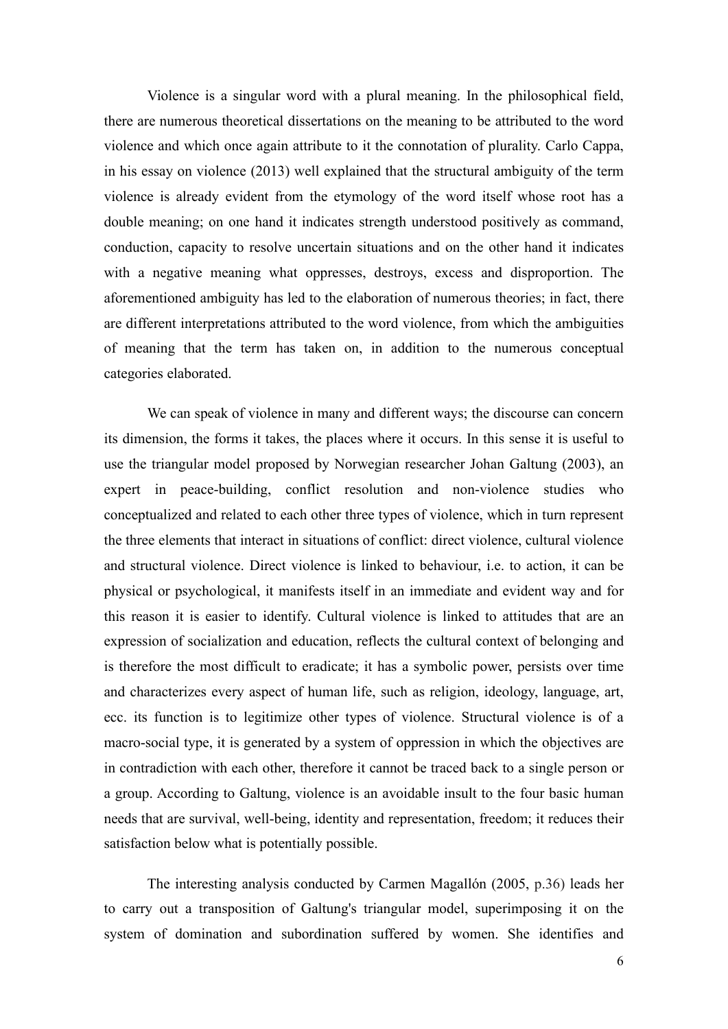Violence is a singular word with a plural meaning. In the philosophical field, there are numerous theoretical dissertations on the meaning to be attributed to the word violence and which once again attribute to it the connotation of plurality. Carlo Cappa, in his essay on violence (2013) well explained that the structural ambiguity of the term violence is already evident from the etymology of the word itself whose root has a double meaning; on one hand it indicates strength understood positively as command, conduction, capacity to resolve uncertain situations and on the other hand it indicates with a negative meaning what oppresses, destroys, excess and disproportion. The aforementioned ambiguity has led to the elaboration of numerous theories; in fact, there are different interpretations attributed to the word violence, from which the ambiguities of meaning that the term has taken on, in addition to the numerous conceptual categories elaborated.

We can speak of violence in many and different ways; the discourse can concern its dimension, the forms it takes, the places where it occurs. In this sense it is useful to use the triangular model proposed by Norwegian researcher Johan Galtung (2003), an expert in peace-building, conflict resolution and non-violence studies who conceptualized and related to each other three types of violence, which in turn represent the three elements that interact in situations of conflict: direct violence, cultural violence and structural violence. Direct violence is linked to behaviour, i.e. to action, it can be physical or psychological, it manifests itself in an immediate and evident way and for this reason it is easier to identify. Cultural violence is linked to attitudes that are an expression of socialization and education, reflects the cultural context of belonging and is therefore the most difficult to eradicate; it has a symbolic power, persists over time and characterizes every aspect of human life, such as religion, ideology, language, art, ecc. its function is to legitimize other types of violence. Structural violence is of a macro-social type, it is generated by a system of oppression in which the objectives are in contradiction with each other, therefore it cannot be traced back to a single person or a group. According to Galtung, violence is an avoidable insult to the four basic human needs that are survival, well-being, identity and representation, freedom; it reduces their satisfaction below what is potentially possible.

The interesting analysis conducted by Carmen Magallón (2005, p.36) leads her to carry out a transposition of Galtung's triangular model, superimposing it on the system of domination and subordination suffered by women. She identifies and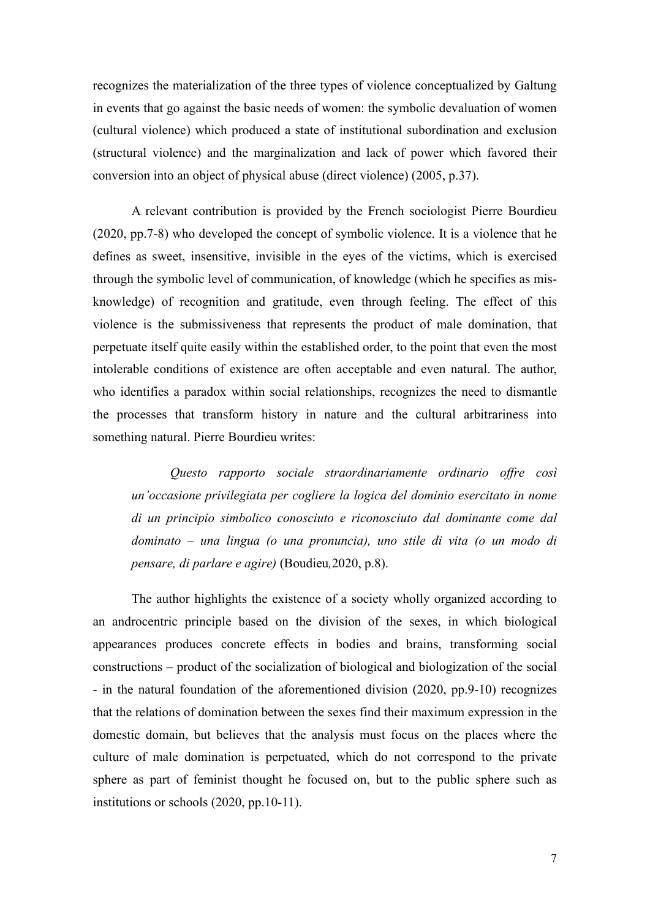recognizes the materialization of the three types of violence conceptualized by Galtung in events that go against the basic needs of women: the symbolic devaluation of women (cultural violence) which produced a state of institutional subordination and exclusion (structural violence) and the marginalization and lack of power which favored their conversion into an object of physical abuse (direct violence) (2005, p.37).

A relevant contribution is provided by the French sociologist Pierre Bourdieu (2020, pp.7-8) who developed the concept of symbolic violence. It is a violence that he defines as sweet, insensitive, invisible in the eyes of the victims, which is exercised through the symbolic level of communication, of knowledge (which he specifies as mis-knowledge) of recognition and gratitude, even through feeling. The effect of this violence is the submissiveness that represents the product of male domination, that perpetuate itself quite easily within the established order, to the point that even the most intolerable conditions of existence are often acceptable and even natural. The author, who identifies a paradox within social relationships, recognizes the need to dismantle the processes that transform history in nature and the cultural arbitrariness into something natural. Pierre Bourdieu writes:

> *Questo rapporto sociale straordinariamente ordinario offre così un'occasione privilegiata per cogliere la logica del dominio esercitato in nome di un principio simbolico conosciuto e riconosciuto dal dominante come dal dominato – una lingua (o una pronuncia), uno stile di vita (o un modo di pensare, di parlare e agire)* (Boudieu, 2020, p.8).

The author highlights the existence of a society wholly organized according to an androcentric principle based on the division of the sexes, in which biological appearances produces concrete effects in bodies and brains, transforming social constructions – product of the socialization of biological and biologization of the social - in the natural foundation of the aforementioned division (2020, pp.9-10) recognizes that the relations of domination between the sexes find their maximum expression in the domestic domain, but believes that the analysis must focus on the places where the culture of male domination is perpetuated, which do not correspond to the private sphere as part of feminist thought he focused on, but to the public sphere such as institutions or schools (2020, pp.10-11).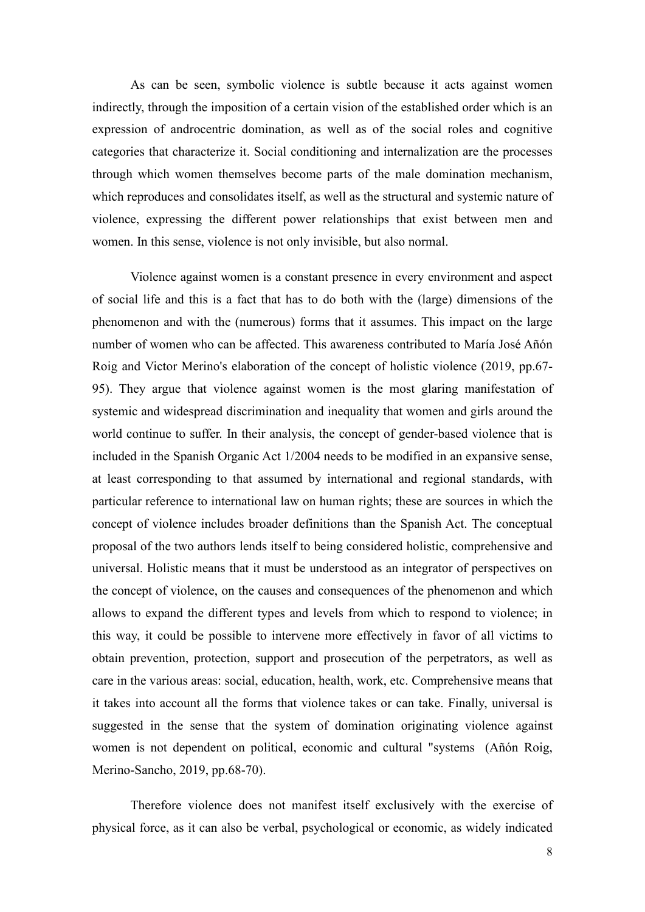As can be seen, symbolic violence is subtle because it acts against women indirectly, through the imposition of a certain vision of the established order which is an expression of androcentric domination, as well as of the social roles and cognitive categories that characterize it. Social conditioning and internalization are the processes through which women themselves become parts of the male domination mechanism, which reproduces and consolidates itself, as well as the structural and systemic nature of violence, expressing the different power relationships that exist between men and women. In this sense, violence is not only invisible, but also normal.

Violence against women is a constant presence in every environment and aspect of social life and this is a fact that has to do both with the (large) dimensions of the phenomenon and with the (numerous) forms that it assumes. This impact on the large number of women who can be affected. This awareness contributed to María José Añón Roig and Victor Merino's elaboration of the concept of holistic violence (2019, pp.67-95). They argue that violence against women is the most glaring manifestation of systemic and widespread discrimination and inequality that women and girls around the world continue to suffer. In their analysis, the concept of gender-based violence that is included in the Spanish Organic Act 1/2004 needs to be modified in an expansive sense, at least corresponding to that assumed by international and regional standards, with particular reference to international law on human rights; these are sources in which the concept of violence includes broader definitions than the Spanish Act. The conceptual proposal of the two authors lends itself to being considered holistic, comprehensive and universal. Holistic means that it must be understood as an integrator of perspectives on the concept of violence, on the causes and consequences of the phenomenon and which allows to expand the different types and levels from which to respond to violence; in this way, it could be possible to intervene more effectively in favor of all victims to obtain prevention, protection, support and prosecution of the perpetrators, as well as care in the various areas: social, education, health, work, etc. Comprehensive means that it takes into account all the forms that violence takes or can take. Finally, universal is suggested in the sense that the system of domination originating violence against women is not dependent on political, economic and cultural "systems (Añón Roig, Merino-Sancho, 2019, pp.68-70).

Therefore violence does not manifest itself exclusively with the exercise of physical force, as it can also be verbal, psychological or economic, as widely indicated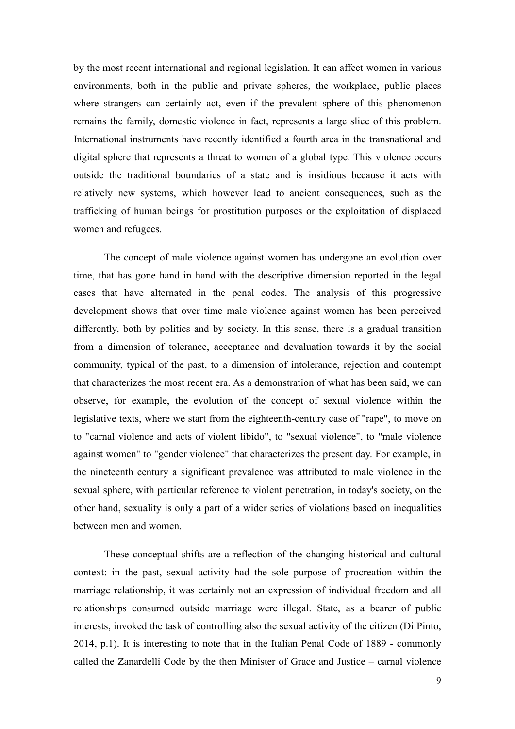by the most recent international and regional legislation. It can affect women in various environments, both in the public and private spheres, the workplace, public places where strangers can certainly act, even if the prevalent sphere of this phenomenon remains the family, domestic violence in fact, represents a large slice of this problem. International instruments have recently identified a fourth area in the transnational and digital sphere that represents a threat to women of a global type. This violence occurs outside the traditional boundaries of a state and is insidious because it acts with relatively new systems, which however lead to ancient consequences, such as the trafficking of human beings for prostitution purposes or the exploitation of displaced women and refugees.

The concept of male violence against women has undergone an evolution over time, that has gone hand in hand with the descriptive dimension reported in the legal cases that have alternated in the penal codes. The analysis of this progressive development shows that over time male violence against women has been perceived differently, both by politics and by society. In this sense, there is a gradual transition from a dimension of tolerance, acceptance and devaluation towards it by the social community, typical of the past, to a dimension of intolerance, rejection and contempt that characterizes the most recent era. As a demonstration of what has been said, we can observe, for example, the evolution of the concept of sexual violence within the legislative texts, where we start from the eighteenth-century case of "rape", to move on to "carnal violence and acts of violent libido", to "sexual violence", to "male violence against women" to "gender violence" that characterizes the present day. For example, in the nineteenth century a significant prevalence was attributed to male violence in the sexual sphere, with particular reference to violent penetration, in today's society, on the other hand, sexuality is only a part of a wider series of violations based on inequalities between men and women.

These conceptual shifts are a reflection of the changing historical and cultural context: in the past, sexual activity had the sole purpose of procreation within the marriage relationship, it was certainly not an expression of individual freedom and all relationships consumed outside marriage were illegal. State, as a bearer of public interests, invoked the task of controlling also the sexual activity of the citizen (Di Pinto, 2014, p.1). It is interesting to note that in the Italian Penal Code of 1889 - commonly called the Zanardelli Code by the then Minister of Grace and Justice – carnal violence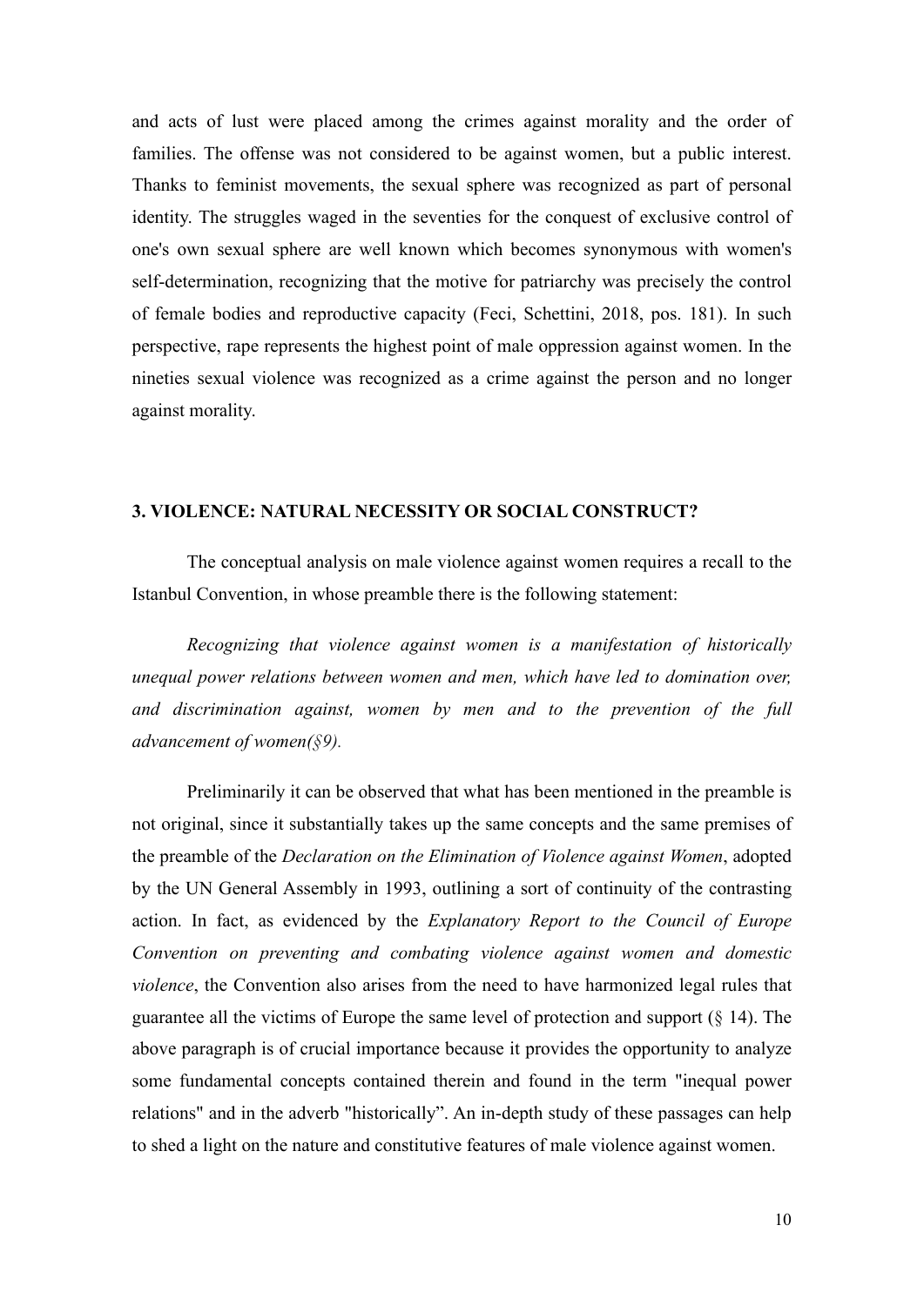and acts of lust were placed among the crimes against morality and the order of families. The offense was not considered to be against women, but a public interest. Thanks to feminist movements, the sexual sphere was recognized as part of personal identity. The struggles waged in the seventies for the conquest of exclusive control of one's own sexual sphere are well known which becomes synonymous with women's self-determination, recognizing that the motive for patriarchy was precisely the control of female bodies and reproductive capacity (Feci, Schettini, 2018, pos. 181). In such perspective, rape represents the highest point of male oppression against women. In the nineties sexual violence was recognized as a crime against the person and no longer against morality.

## 3. VIOLENCE: NATURAL NECESSITY OR SOCIAL CONSTRUCT?

The conceptual analysis on male violence against women requires a recall to the Istanbul Convention, in whose preamble there is the following statement:

*Recognizing that violence against women is a manifestation of historically unequal power relations between women and men, which have led to domination over, and discrimination against, women by men and to the prevention of the full advancement of women(§9).*

Preliminarily it can be observed that what has been mentioned in the preamble is not original, since it substantially takes up the same concepts and the same premises of the preamble of the *Declaration on the Elimination of Violence against Women*, adopted by the UN General Assembly in 1993, outlining a sort of continuity of the contrasting action. In fact, as evidenced by the *Explanatory Report to the Council of Europe Convention on preventing and combating violence against women and domestic violence*, the Convention also arises from the need to have harmonized legal rules that guarantee all the victims of Europe the same level of protection and support (§ 14). The above paragraph is of crucial importance because it provides the opportunity to analyze some fundamental concepts contained therein and found in the term "inequal power relations" and in the adverb "historically". An in-depth study of these passages can help to shed a light on the nature and constitutive features of male violence against women.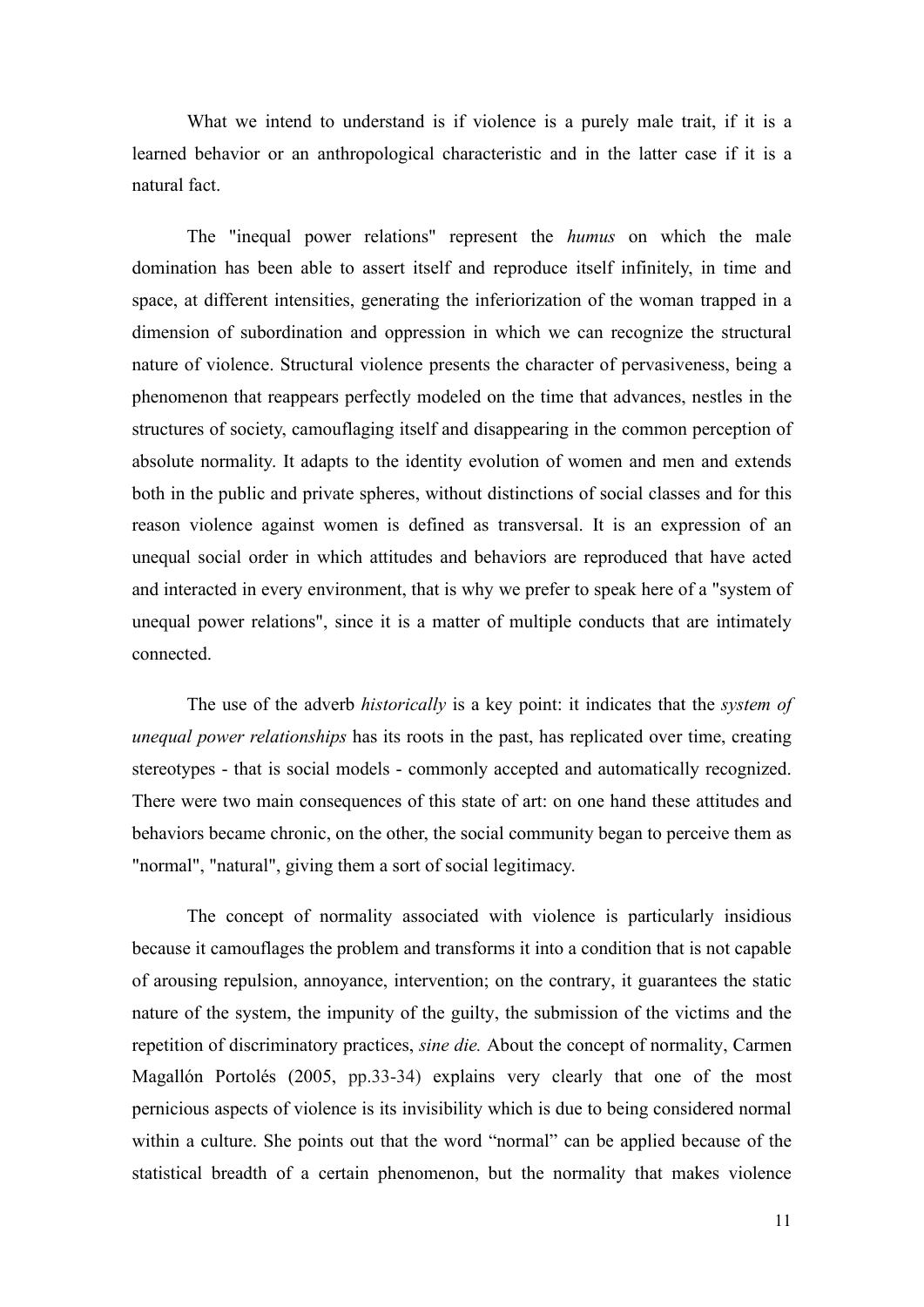What we intend to understand is if violence is a purely male trait, if it is a learned behavior or an anthropological characteristic and in the latter case if it is a natural fact.

The "inequal power relations" represent the *humus* on which the male domination has been able to assert itself and reproduce itself infinitely, in time and space, at different intensities, generating the inferiorization of the woman trapped in a dimension of subordination and oppression in which we can recognize the structural nature of violence. Structural violence presents the character of pervasiveness, being a phenomenon that reappears perfectly modeled on the time that advances, nestles in the structures of society, camouflaging itself and disappearing in the common perception of absolute normality. It adapts to the identity evolution of women and men and extends both in the public and private spheres, without distinctions of social classes and for this reason violence against women is defined as transversal. It is an expression of an unequal social order in which attitudes and behaviors are reproduced that have acted and interacted in every environment, that is why we prefer to speak here of a "system of unequal power relations", since it is a matter of multiple conducts that are intimately connected.

The use of the adverb *historically* is a key point: it indicates that the *system of unequal power relationships* has its roots in the past, has replicated over time, creating stereotypes - that is social models - commonly accepted and automatically recognized. There were two main consequences of this state of art: on one hand these attitudes and behaviors became chronic, on the other, the social community began to perceive them as "normal", "natural", giving them a sort of social legitimacy.

The concept of normality associated with violence is particularly insidious because it camouflages the problem and transforms it into a condition that is not capable of arousing repulsion, annoyance, intervention; on the contrary, it guarantees the static nature of the system, the impunity of the guilty, the submission of the victims and the repetition of discriminatory practices, *sine die.* About the concept of normality, Carmen Magallón Portolés (2005, pp.33-34) explains very clearly that one of the most pernicious aspects of violence is its invisibility which is due to being considered normal within a culture. She points out that the word "normal" can be applied because of the statistical breadth of a certain phenomenon, but the normality that makes violence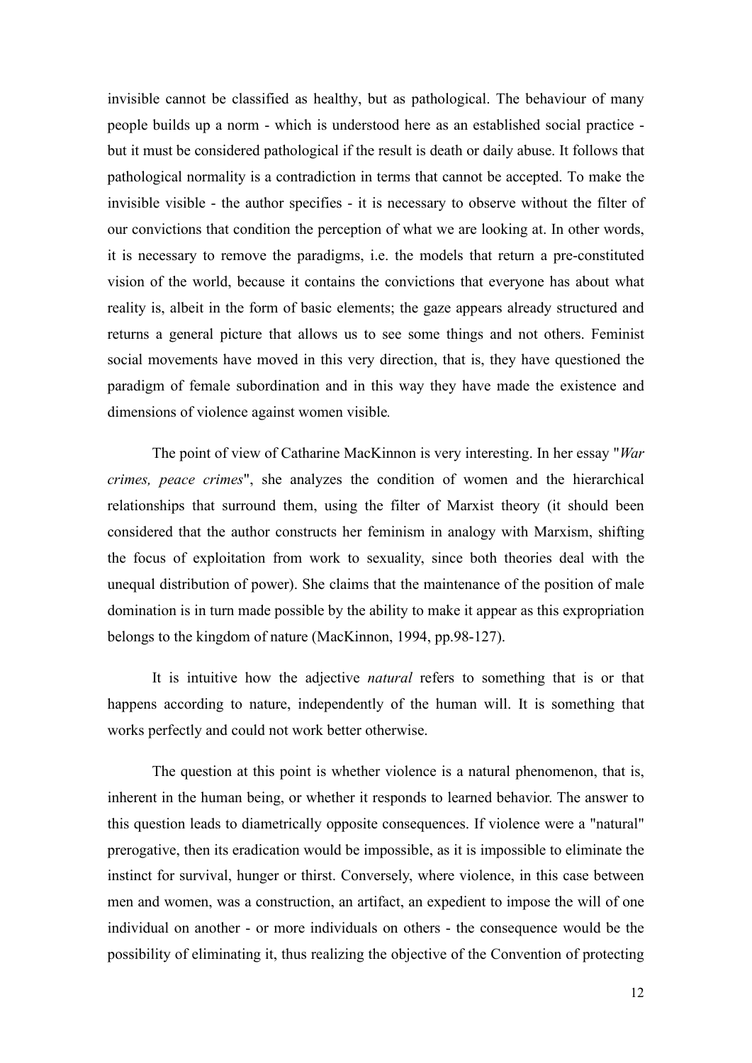invisible cannot be classified as healthy, but as pathological. The behaviour of many people builds up a norm - which is understood here as an established social practice - but it must be considered pathological if the result is death or daily abuse. It follows that pathological normality is a contradiction in terms that cannot be accepted. To make the invisible visible - the author specifies - it is necessary to observe without the filter of our convictions that condition the perception of what we are looking at. In other words, it is necessary to remove the paradigms, i.e. the models that return a pre-constituted vision of the world, because it contains the convictions that everyone has about what reality is, albeit in the form of basic elements; the gaze appears already structured and returns a general picture that allows us to see some things and not others. Feminist social movements have moved in this very direction, that is, they have questioned the paradigm of female subordination and in this way they have made the existence and dimensions of violence against women visible.

The point of view of Catharine MacKinnon is very interesting. In her essay "*War crimes, peace crimes*", she analyzes the condition of women and the hierarchical relationships that surround them, using the filter of Marxist theory (it should been considered that the author constructs her feminism in analogy with Marxism, shifting the focus of exploitation from work to sexuality, since both theories deal with the unequal distribution of power). She claims that the maintenance of the position of male domination is in turn made possible by the ability to make it appear as this expropriation belongs to the kingdom of nature (MacKinnon, 1994, pp.98-127).

It is intuitive how the adjective *natural* refers to something that is or that happens according to nature, independently of the human will. It is something that works perfectly and could not work better otherwise.

The question at this point is whether violence is a natural phenomenon, that is, inherent in the human being, or whether it responds to learned behavior. The answer to this question leads to diametrically opposite consequences. If violence were a "natural" prerogative, then its eradication would be impossible, as it is impossible to eliminate the instinct for survival, hunger or thirst. Conversely, where violence, in this case between men and women, was a construction, an artifact, an expedient to impose the will of one individual on another - or more individuals on others - the consequence would be the possibility of eliminating it, thus realizing the objective of the Convention of protecting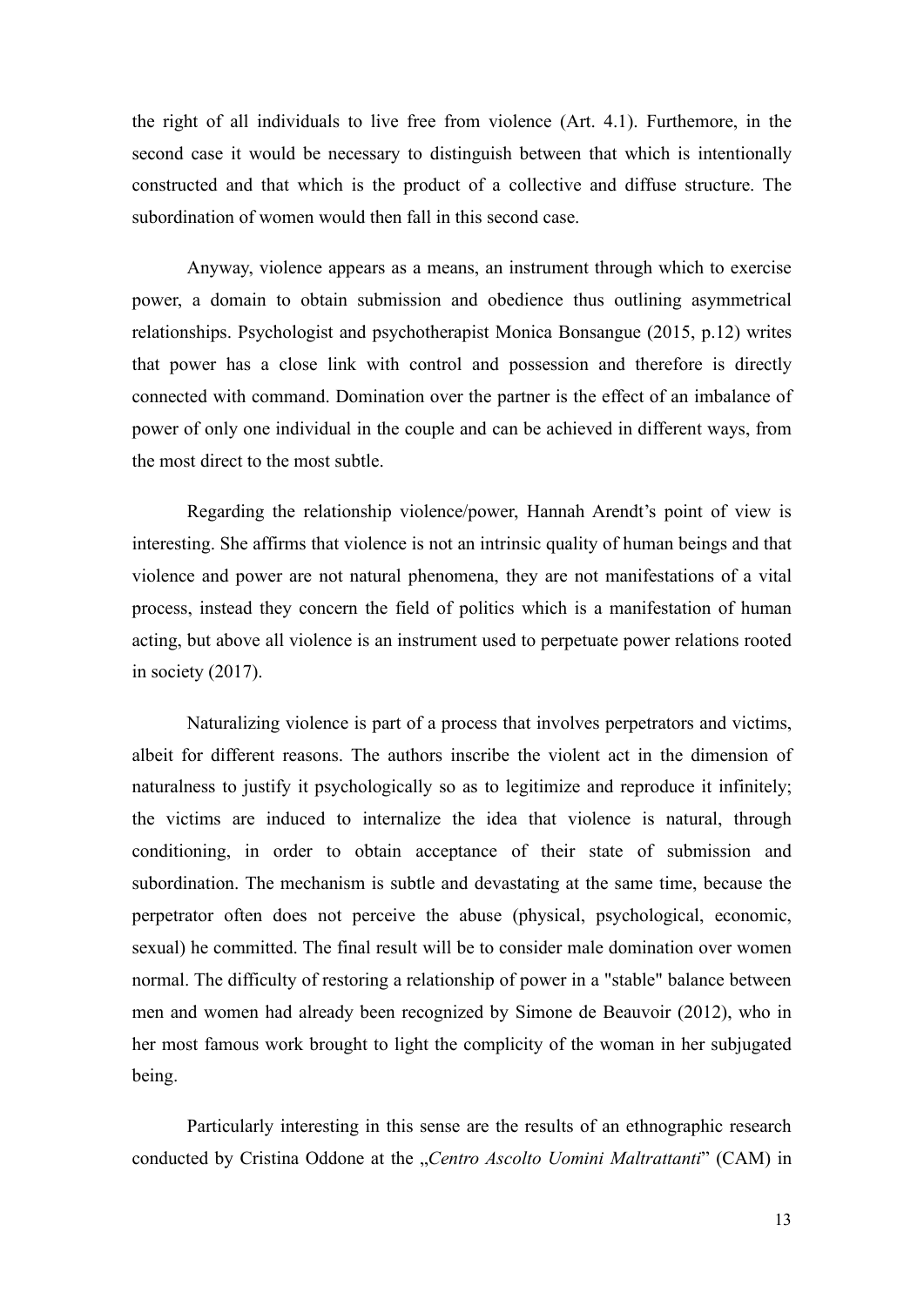the right of all individuals to live free from violence (Art. 4.1). Furthermore, in the second case it would be necessary to distinguish between that which is intentionally constructed and that which is the product of a collective and diffuse structure. The subordination of women would then fall in this second case.

Anyway, violence appears as a means, an instrument through which to exercise power, a domain to obtain submission and obedience thus outlining asymmetrical relationships. Psychologist and psychotherapist Monica Bonsangue (2015, p.12) writes that power has a close link with control and possession and therefore is directly connected with command. Domination over the partner is the effect of an imbalance of power of only one individual in the couple and can be achieved in different ways, from the most direct to the most subtle.

Regarding the relationship violence/power, Hannah Arendt's point of view is interesting. She affirms that violence is not an intrinsic quality of human beings and that violence and power are not natural phenomena, they are not manifestations of a vital process, instead they concern the field of politics which is a manifestation of human acting, but above all violence is an instrument used to perpetuate power relations rooted in society (2017).

Naturalizing violence is part of a process that involves perpetrators and victims, albeit for different reasons. The authors inscribe the violent act in the dimension of naturalness to justify it psychologically so as to legitimize and reproduce it infinitely; the victims are induced to internalize the idea that violence is natural, through conditioning, in order to obtain acceptance of their state of submission and subordination. The mechanism is subtle and devastating at the same time, because the perpetrator often does not perceive the abuse (physical, psychological, economic, sexual) he committed. The final result will be to consider male domination over women normal. The difficulty of restoring a relationship of power in a "stable" balance between men and women had already been recognized by Simone de Beauvoir (2012), who in her most famous work brought to light the complicity of the woman in her subjugated being.

Particularly interesting in this sense are the results of an ethnographic research conducted by Cristina Oddone at the „*Centro Ascolto Uomini Maltrattanti*" (CAM) in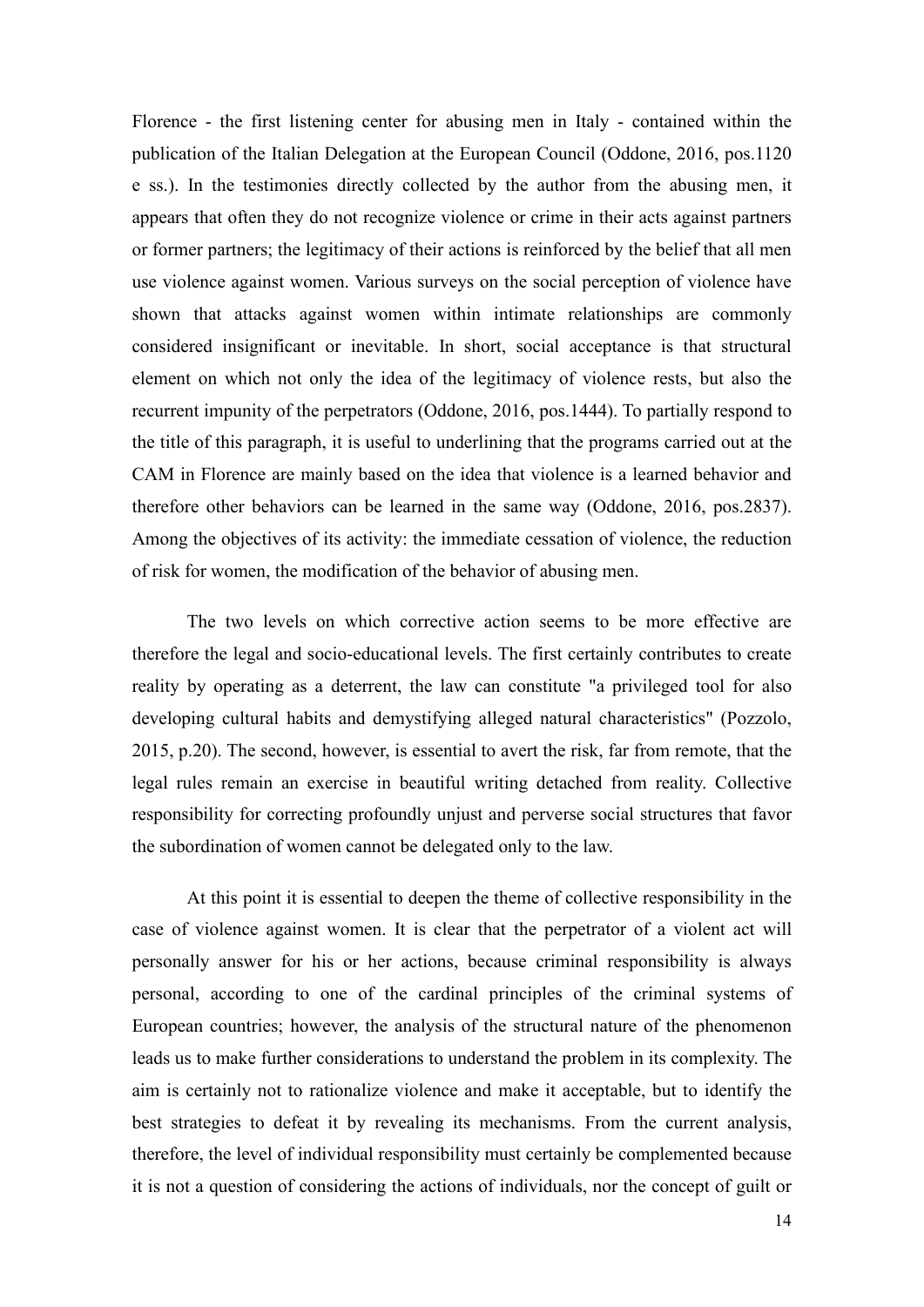Florence - the first listening center for abusing men in Italy - contained within the publication of the Italian Delegation at the European Council (Oddone, 2016, pos.1120 e ss.). In the testimonies directly collected by the author from the abusing men, it appears that often they do not recognize violence or crime in their acts against partners or former partners; the legitimacy of their actions is reinforced by the belief that all men use violence against women. Various surveys on the social perception of violence have shown that attacks against women within intimate relationships are commonly considered insignificant or inevitable. In short, social acceptance is that structural element on which not only the idea of the legitimacy of violence rests, but also the recurrent impunity of the perpetrators (Oddone, 2016, pos.1444). To partially respond to the title of this paragraph, it is useful to underlining that the programs carried out at the CAM in Florence are mainly based on the idea that violence is a learned behavior and therefore other behaviors can be learned in the same way (Oddone, 2016, pos.2837). Among the objectives of its activity: the immediate cessation of violence, the reduction of risk for women, the modification of the behavior of abusing men.

The two levels on which corrective action seems to be more effective are therefore the legal and socio-educational levels. The first certainly contributes to create reality by operating as a deterrent, the law can constitute "a privileged tool for also developing cultural habits and demystifying alleged natural characteristics" (Pozzolo, 2015, p.20). The second, however, is essential to avert the risk, far from remote, that the legal rules remain an exercise in beautiful writing detached from reality. Collective responsibility for correcting profoundly unjust and perverse social structures that favor the subordination of women cannot be delegated only to the law.

At this point it is essential to deepen the theme of collective responsibility in the case of violence against women. It is clear that the perpetrator of a violent act will personally answer for his or her actions, because criminal responsibility is always personal, according to one of the cardinal principles of the criminal systems of European countries; however, the analysis of the structural nature of the phenomenon leads us to make further considerations to understand the problem in its complexity. The aim is certainly not to rationalize violence and make it acceptable, but to identify the best strategies to defeat it by revealing its mechanisms. From the current analysis, therefore, the level of individual responsibility must certainly be complemented because it is not a question of considering the actions of individuals, nor the concept of guilt or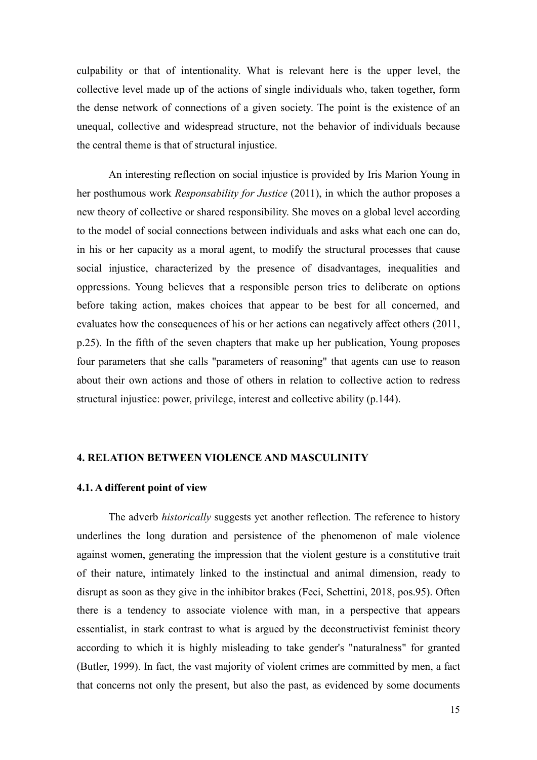culpability or that of intentionality. What is relevant here is the upper level, the collective level made up of the actions of single individuals who, taken together, form the dense network of connections of a given society. The point is the existence of an unequal, collective and widespread structure, not the behavior of individuals because the central theme is that of structural injustice.

An interesting reflection on social injustice is provided by Iris Marion Young in her posthumous work *Responsability for Justice* (2011), in which the author proposes a new theory of collective or shared responsibility. She moves on a global level according to the model of social connections between individuals and asks what each one can do, in his or her capacity as a moral agent, to modify the structural processes that cause social injustice, characterized by the presence of disadvantages, inequalities and oppressions. Young believes that a responsible person tries to deliberate on options before taking action, makes choices that appear to be best for all concerned, and evaluates how the consequences of his or her actions can negatively affect others (2011, p.25). In the fifth of the seven chapters that make up her publication, Young proposes four parameters that she calls "parameters of reasoning" that agents can use to reason about their own actions and those of others in relation to collective action to redress structural injustice: power, privilege, interest and collective ability (p.144).

## 4. RELATION BETWEEN VIOLENCE AND MASCULINITY

### 4.1. A different point of view

The adverb *historically* suggests yet another reflection. The reference to history underlines the long duration and persistence of the phenomenon of male violence against women, generating the impression that the violent gesture is a constitutive trait of their nature, intimately linked to the instinctual and animal dimension, ready to disrupt as soon as they give in the inhibitor brakes (Feci, Schettini, 2018, pos.95). Often there is a tendency to associate violence with man, in a perspective that appears essentialist, in stark contrast to what is argued by the deconstructivist feminist theory according to which it is highly misleading to take gender's "naturalness" for granted (Butler, 1999). In fact, the vast majority of violent crimes are committed by men, a fact that concerns not only the present, but also the past, as evidenced by some documents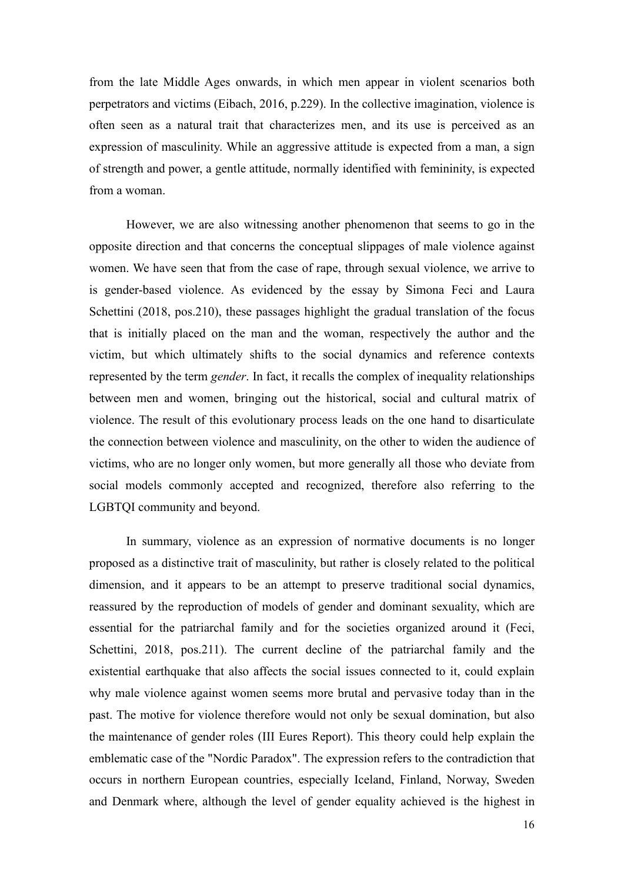from the late Middle Ages onwards, in which men appear in violent scenarios both perpetrators and victims (Eibach, 2016, p.229). In the collective imagination, violence is often seen as a natural trait that characterizes men, and its use is perceived as an expression of masculinity. While an aggressive attitude is expected from a man, a sign of strength and power, a gentle attitude, normally identified with femininity, is expected from a woman.

However, we are also witnessing another phenomenon that seems to go in the opposite direction and that concerns the conceptual slippages of male violence against women. We have seen that from the case of rape, through sexual violence, we arrive to is gender-based violence. As evidenced by the essay by Simona Feci and Laura Schettini (2018, pos.210), these passages highlight the gradual translation of the focus that is initially placed on the man and the woman, respectively the author and the victim, but which ultimately shifts to the social dynamics and reference contexts represented by the term *gender*. In fact, it recalls the complex of inequality relationships between men and women, bringing out the historical, social and cultural matrix of violence. The result of this evolutionary process leads on the one hand to disarticulate the connection between violence and masculinity, on the other to widen the audience of victims, who are no longer only women, but more generally all those who deviate from social models commonly accepted and recognized, therefore also referring to the LGBTQI community and beyond.

In summary, violence as an expression of normative documents is no longer proposed as a distinctive trait of masculinity, but rather is closely related to the political dimension, and it appears to be an attempt to preserve traditional social dynamics, reassured by the reproduction of models of gender and dominant sexuality, which are essential for the patriarchal family and for the societies organized around it (Feci, Schettini, 2018, pos.211). The current decline of the patriarchal family and the existential earthquake that also affects the social issues connected to it, could explain why male violence against women seems more brutal and pervasive today than in the past. The motive for violence therefore would not only be sexual domination, but also the maintenance of gender roles (III Eures Report). This theory could help explain the emblematic case of the "Nordic Paradox". The expression refers to the contradiction that occurs in northern European countries, especially Iceland, Finland, Norway, Sweden and Denmark where, although the level of gender equality achieved is the highest in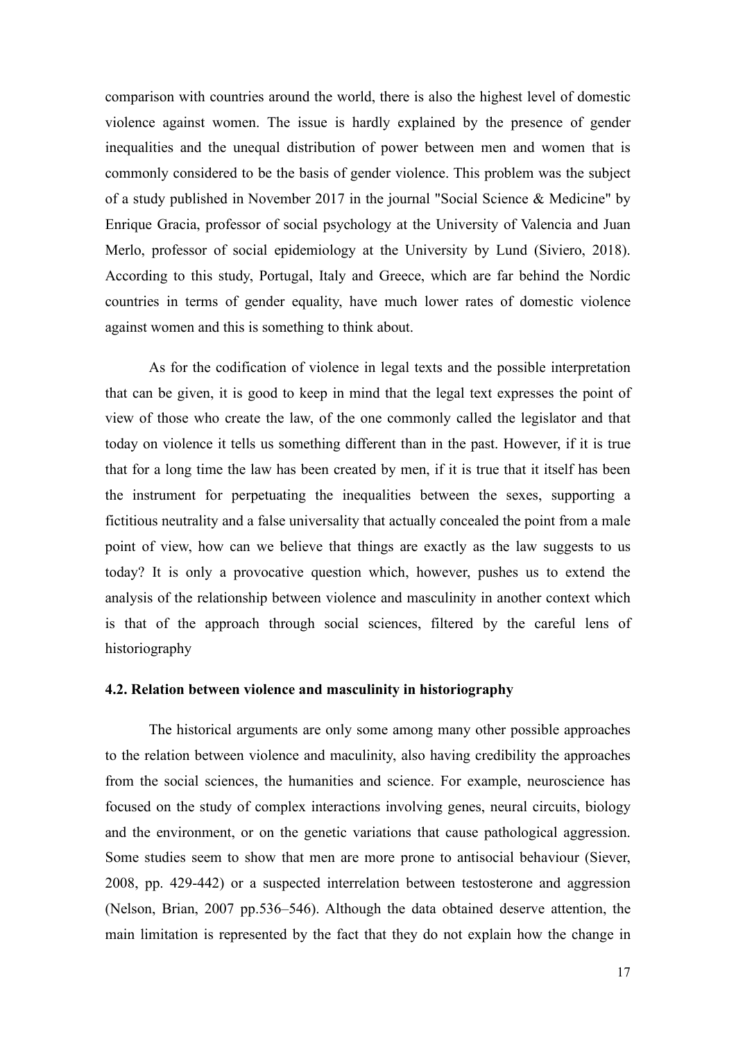comparison with countries around the world, there is also the highest level of domestic violence against women. The issue is hardly explained by the presence of gender inequalities and the unequal distribution of power between men and women that is commonly considered to be the basis of gender violence. This problem was the subject of a study published in November 2017 in the journal "Social Science & Medicine" by Enrique Gracia, professor of social psychology at the University of Valencia and Juan Merlo, professor of social epidemiology at the University by Lund (Siviero, 2018). According to this study, Portugal, Italy and Greece, which are far behind the Nordic countries in terms of gender equality, have much lower rates of domestic violence against women and this is something to think about.

As for the codification of violence in legal texts and the possible interpretation that can be given, it is good to keep in mind that the legal text expresses the point of view of those who create the law, of the one commonly called the legislator and that today on violence it tells us something different than in the past. However, if it is true that for a long time the law has been created by men, if it is true that it itself has been the instrument for perpetuating the inequalities between the sexes, supporting a fictitious neutrality and a false universality that actually concealed the point from a male point of view, how can we believe that things are exactly as the law suggests to us today? It is only a provocative question which, however, pushes us to extend the analysis of the relationship between violence and masculinity in another context which is that of the approach through social sciences, filtered by the careful lens of historiography

### 4.2. Relation between violence and masculinity in historiography

The historical arguments are only some among many other possible approaches to the relation between violence and maculinity, also having credibility the approaches from the social sciences, the humanities and science. For example, neuroscience has focused on the study of complex interactions involving genes, neural circuits, biology and the environment, or on the genetic variations that cause pathological aggression. Some studies seem to show that men are more prone to antisocial behaviour (Siever, 2008, pp. 429-442) or a suspected interrelation between testosterone and aggression (Nelson, Brian, 2007 pp.536–546). Although the data obtained deserve attention, the main limitation is represented by the fact that they do not explain how the change in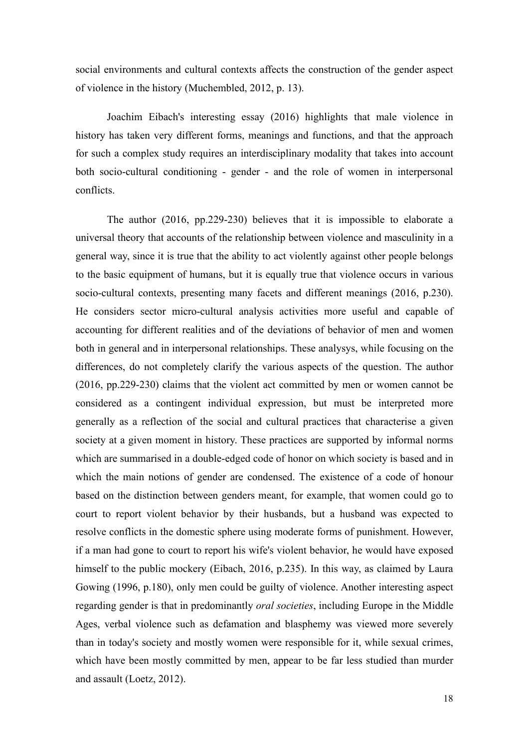social environments and cultural contexts affects the construction of the gender aspect of violence in the history (Muchembled, 2012, p. 13).

Joachim Eibach's interesting essay (2016) highlights that male violence in history has taken very different forms, meanings and functions, and that the approach for such a complex study requires an interdisciplinary modality that takes into account both socio-cultural conditioning - gender - and the role of women in interpersonal conflicts.

The author (2016, pp.229-230) believes that it is impossible to elaborate a universal theory that accounts of the relationship between violence and masculinity in a general way, since it is true that the ability to act violently against other people belongs to the basic equipment of humans, but it is equally true that violence occurs in various socio-cultural contexts, presenting many facets and different meanings (2016, p.230). He considers sector micro-cultural analysis activities more useful and capable of accounting for different realities and of the deviations of behavior of men and women both in general and in interpersonal relationships. These analysys, while focusing on the differences, do not completely clarify the various aspects of the question. The author (2016, pp.229-230) claims that the violent act committed by men or women cannot be considered as a contingent individual expression, but must be interpreted more generally as a reflection of the social and cultural practices that characterise a given society at a given moment in history. These practices are supported by informal norms which are summarised in a double-edged code of honor on which society is based and in which the main notions of gender are condensed. The existence of a code of honour based on the distinction between genders meant, for example, that women could go to court to report violent behavior by their husbands, but a husband was expected to resolve conflicts in the domestic sphere using moderate forms of punishment. However, if a man had gone to court to report his wife's violent behavior, he would have exposed himself to the public mockery (Eibach, 2016, p.235). In this way, as claimed by Laura Gowing (1996, p.180), only men could be guilty of violence. Another interesting aspect regarding gender is that in predominantly *oral societies*, including Europe in the Middle Ages, verbal violence such as defamation and blasphemy was viewed more severely than in today's society and mostly women were responsible for it, while sexual crimes, which have been mostly committed by men, appear to be far less studied than murder and assault (Loetz, 2012).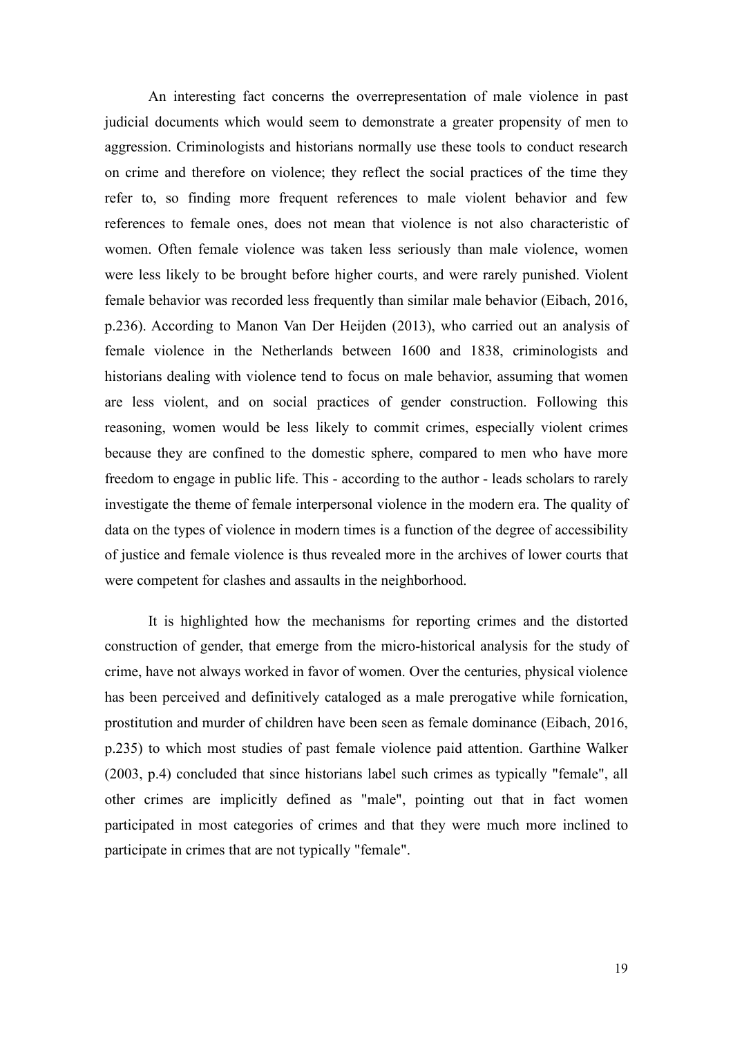An interesting fact concerns the overrepresentation of male violence in past judicial documents which would seem to demonstrate a greater propensity of men to aggression. Criminologists and historians normally use these tools to conduct research on crime and therefore on violence; they reflect the social practices of the time they refer to, so finding more frequent references to male violent behavior and few references to female ones, does not mean that violence is not also characteristic of women. Often female violence was taken less seriously than male violence, women were less likely to be brought before higher courts, and were rarely punished. Violent female behavior was recorded less frequently than similar male behavior (Eibach, 2016, p.236). According to Manon Van Der Heijden (2013), who carried out an analysis of female violence in the Netherlands between 1600 and 1838, criminologists and historians dealing with violence tend to focus on male behavior, assuming that women are less violent, and on social practices of gender construction. Following this reasoning, women would be less likely to commit crimes, especially violent crimes because they are confined to the domestic sphere, compared to men who have more freedom to engage in public life. This - according to the author - leads scholars to rarely investigate the theme of female interpersonal violence in the modern era. The quality of data on the types of violence in modern times is a function of the degree of accessibility of justice and female violence is thus revealed more in the archives of lower courts that were competent for clashes and assaults in the neighborhood.

It is highlighted how the mechanisms for reporting crimes and the distorted construction of gender, that emerge from the micro-historical analysis for the study of crime, have not always worked in favor of women. Over the centuries, physical violence has been perceived and definitively cataloged as a male prerogative while fornication, prostitution and murder of children have been seen as female dominance (Eibach, 2016, p.235) to which most studies of past female violence paid attention. Garthine Walker (2003, p.4) concluded that since historians label such crimes as typically "female", all other crimes are implicitly defined as "male", pointing out that in fact women participated in most categories of crimes and that they were much more inclined to participate in crimes that are not typically "female".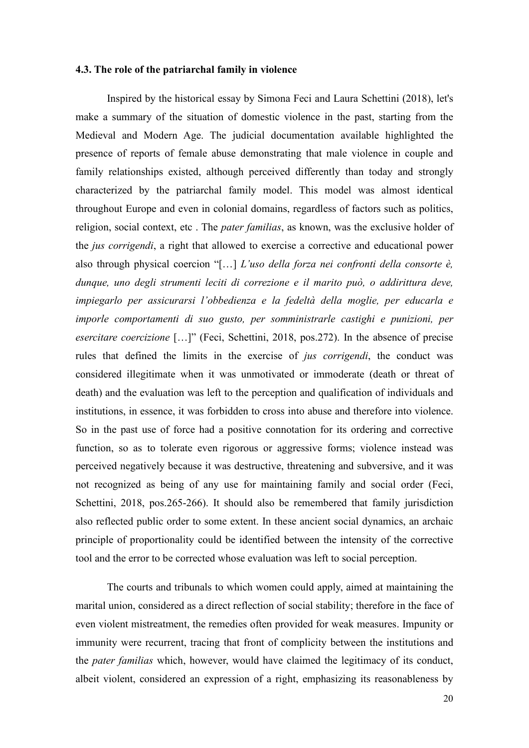### 4.3. The role of the patriarchal family in violence

Inspired by the historical essay by Simona Feci and Laura Schettini (2018), let's make a summary of the situation of domestic violence in the past, starting from the Medieval and Modern Age. The judicial documentation available highlighted the presence of reports of female abuse demonstrating that male violence in couple and family relationships existed, although perceived differently than today and strongly characterized by the patriarchal family model. This model was almost identical throughout Europe and even in colonial domains, regardless of factors such as politics, religion, social context, etc . The *pater familias*, as known, was the exclusive holder of the *jus corrigendi*, a right that allowed to exercise a corrective and educational power also through physical coercion "[…] *L'uso della forza nei confronti della consorte è, dunque, uno degli strumenti leciti di correzione e il marito può, o addirittura deve, impiegarlo per assicurarsi l'obbedienza e la fedeltà della moglie, per educarla e imporle comportamenti di suo gusto, per somministrarle castighi e punizioni, per esercitare coercizione* […]" (Feci, Schettini, 2018, pos.272). In the absence of precise rules that defined the limits in the exercise of *jus corrigendi*, the conduct was considered illegitimate when it was unmotivated or immoderate (death or threat of death) and the evaluation was left to the perception and qualification of individuals and institutions, in essence, it was forbidden to cross into abuse and therefore into violence. So in the past use of force had a positive connotation for its ordering and corrective function, so as to tolerate even rigorous or aggressive forms; violence instead was perceived negatively because it was destructive, threatening and subversive, and it was not recognized as being of any use for maintaining family and social order (Feci, Schettini, 2018, pos.265-266). It should also be remembered that family jurisdiction also reflected public order to some extent. In these ancient social dynamics, an archaic principle of proportionality could be identified between the intensity of the corrective tool and the error to be corrected whose evaluation was left to social perception.

The courts and tribunals to which women could apply, aimed at maintaining the marital union, considered as a direct reflection of social stability; therefore in the face of even violent mistreatment, the remedies often provided for weak measures. Impunity or immunity were recurrent, tracing that front of complicity between the institutions and the *pater familias* which, however, would have claimed the legitimacy of its conduct, albeit violent, considered an expression of a right, emphasizing its reasonableness by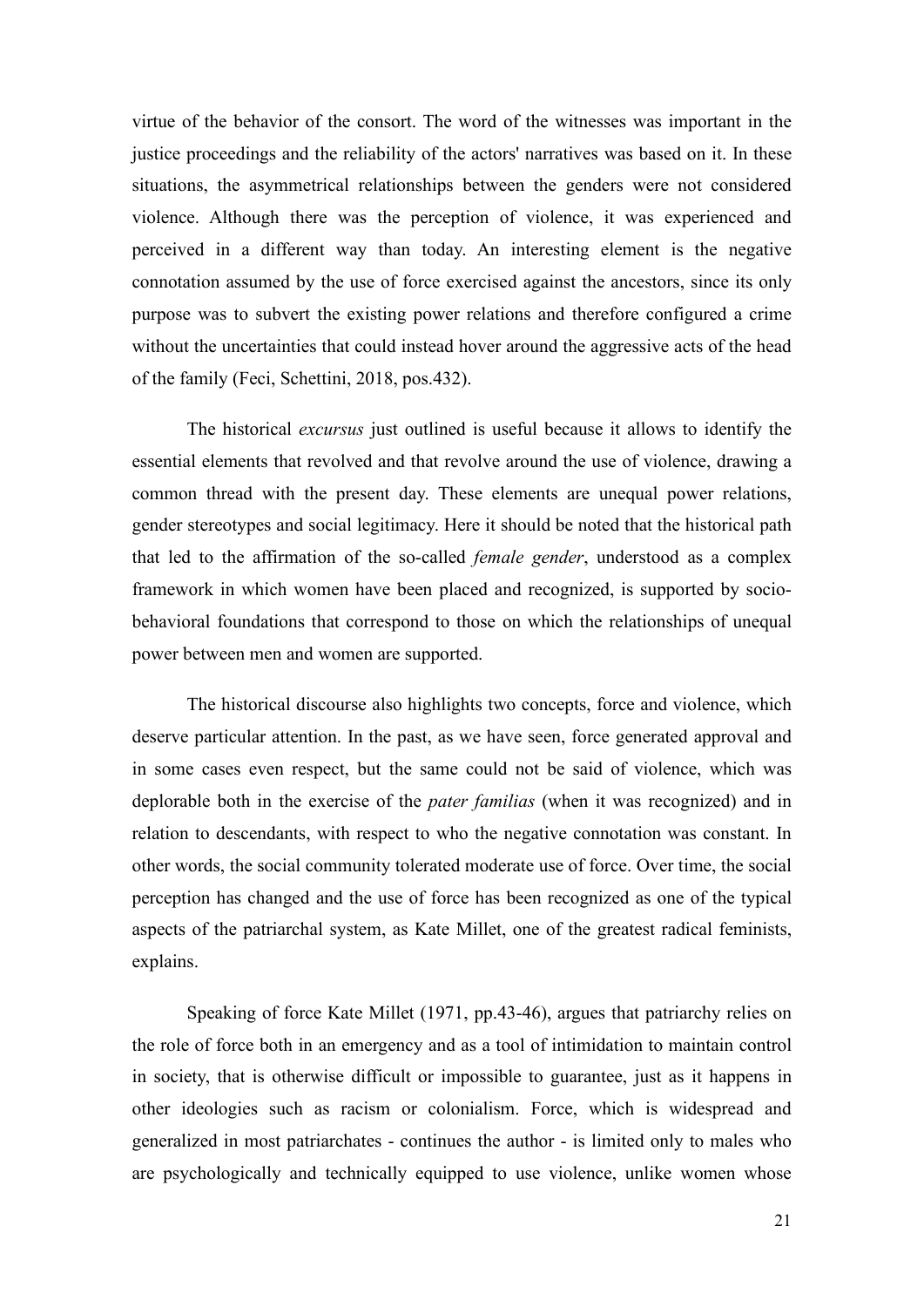virtue of the behavior of the consort. The word of the witnesses was important in the justice proceedings and the reliability of the actors' narratives was based on it. In these situations, the asymmetrical relationships between the genders were not considered violence. Although there was the perception of violence, it was experienced and perceived in a different way than today. An interesting element is the negative connotation assumed by the use of force exercised against the ancestors, since its only purpose was to subvert the existing power relations and therefore configured a crime without the uncertainties that could instead hover around the aggressive acts of the head of the family (Feci, Schettini, 2018, pos.432).

The historical *excursus* just outlined is useful because it allows to identify the essential elements that revolved and that revolve around the use of violence, drawing a common thread with the present day. These elements are unequal power relations, gender stereotypes and social legitimacy. Here it should be noted that the historical path that led to the affirmation of the so-called *female gender*, understood as a complex framework in which women have been placed and recognized, is supported by socio-behavioral foundations that correspond to those on which the relationships of unequal power between men and women are supported.

The historical discourse also highlights two concepts, force and violence, which deserve particular attention. In the past, as we have seen, force generated approval and in some cases even respect, but the same could not be said of violence, which was deplorable both in the exercise of the *pater familias* (when it was recognized) and in relation to descendants, with respect to who the negative connotation was constant. In other words, the social community tolerated moderate use of force. Over time, the social perception has changed and the use of force has been recognized as one of the typical aspects of the patriarchal system, as Kate Millet, one of the greatest radical feminists, explains.

Speaking of force Kate Millet (1971, pp.43-46), argues that patriarchy relies on the role of force both in an emergency and as a tool of intimidation to maintain control in society, that is otherwise difficult or impossible to guarantee, just as it happens in other ideologies such as racism or colonialism. Force, which is widespread and generalized in most patriarchates - continues the author - is limited only to males who are psychologically and technically equipped to use violence, unlike women whose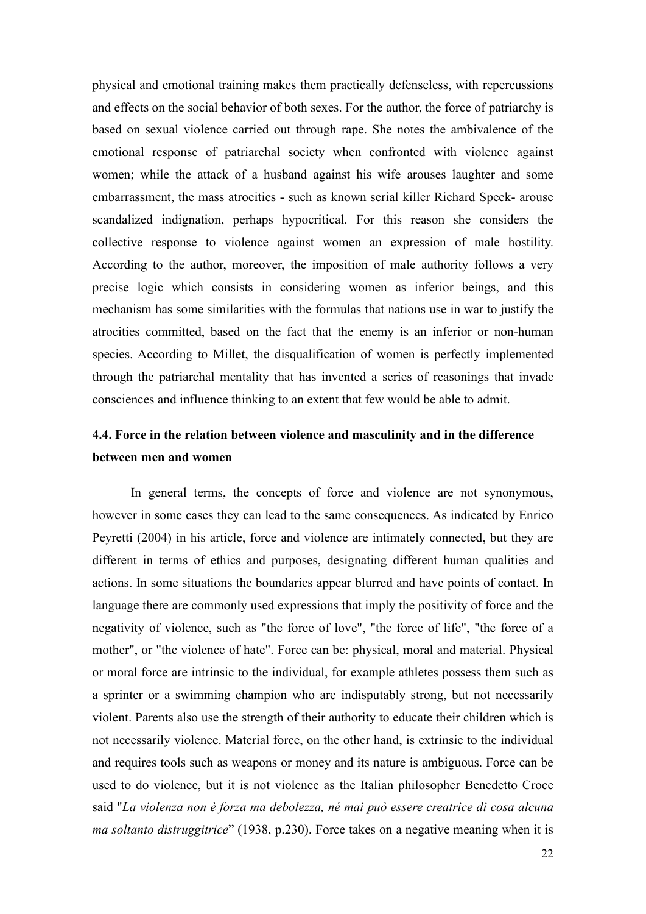physical and emotional training makes them practically defenseless, with repercussions and effects on the social behavior of both sexes. For the author, the force of patriarchy is based on sexual violence carried out through rape. She notes the ambivalence of the emotional response of patriarchal society when confronted with violence against women; while the attack of a husband against his wife arouses laughter and some embarrassment, the mass atrocities - such as known serial killer Richard Speck- arouse scandalized indignation, perhaps hypocritical. For this reason she considers the collective response to violence against women an expression of male hostility. According to the author, moreover, the imposition of male authority follows a very precise logic which consists in considering women as inferior beings, and this mechanism has some similarities with the formulas that nations use in war to justify the atrocities committed, based on the fact that the enemy is an inferior or non-human species. According to Millet, the disqualification of women is perfectly implemented through the patriarchal mentality that has invented a series of reasonings that invade consciences and influence thinking to an extent that few would be able to admit.

### 4.4. Force in the relation between violence and masculinity and in the difference between men and women

In general terms, the concepts of force and violence are not synonymous, however in some cases they can lead to the same consequences. As indicated by Enrico Peyretti (2004) in his article, force and violence are intimately connected, but they are different in terms of ethics and purposes, designating different human qualities and actions. In some situations the boundaries appear blurred and have points of contact. In language there are commonly used expressions that imply the positivity of force and the negativity of violence, such as "the force of love", "the force of life", "the force of a mother", or "the violence of hate". Force can be: physical, moral and material. Physical or moral force are intrinsic to the individual, for example athletes possess them such as a sprinter or a swimming champion who are indisputably strong, but not necessarily violent. Parents also use the strength of their authority to educate their children which is not necessarily violence. Material force, on the other hand, is extrinsic to the individual and requires tools such as weapons or money and its nature is ambiguous. Force can be used to do violence, but it is not violence as the Italian philosopher Benedetto Croce said "*La violenza non è forza ma debolezza, né mai può essere creatrice di cosa alcuna ma soltanto distruggitrice*" (1938, p.230). Force takes on a negative meaning when it is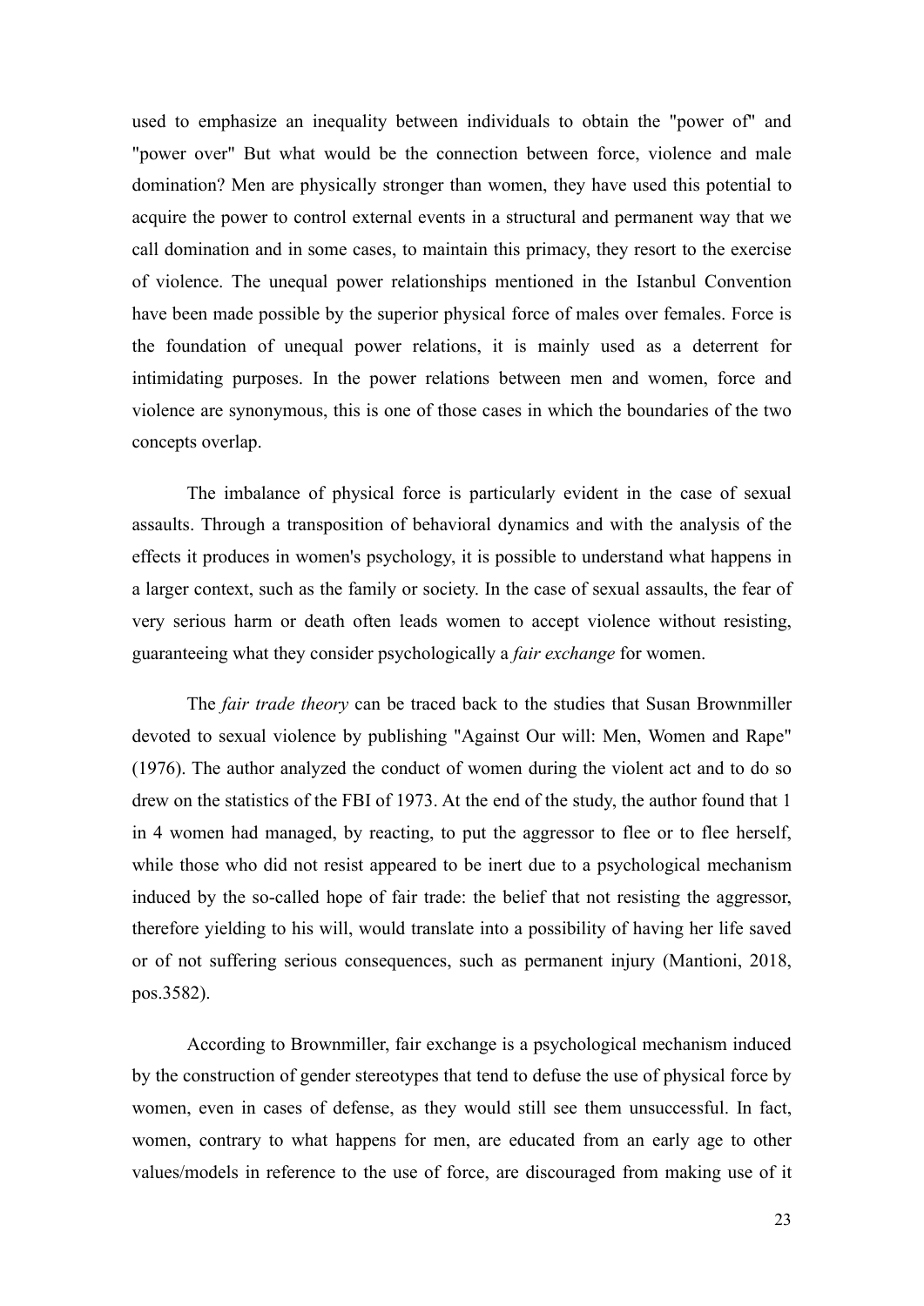used to emphasize an inequality between individuals to obtain the "power of" and "power over" But what would be the connection between force, violence and male domination? Men are physically stronger than women, they have used this potential to acquire the power to control external events in a structural and permanent way that we call domination and in some cases, to maintain this primacy, they resort to the exercise of violence. The unequal power relationships mentioned in the Istanbul Convention have been made possible by the superior physical force of males over females. Force is the foundation of unequal power relations, it is mainly used as a deterrent for intimidating purposes. In the power relations between men and women, force and violence are synonymous, this is one of those cases in which the boundaries of the two concepts overlap.

The imbalance of physical force is particularly evident in the case of sexual assaults. Through a transposition of behavioral dynamics and with the analysis of the effects it produces in women's psychology, it is possible to understand what happens in a larger context, such as the family or society. In the case of sexual assaults, the fear of very serious harm or death often leads women to accept violence without resisting, guaranteeing what they consider psychologically a *fair exchange* for women.

The *fair trade theory* can be traced back to the studies that Susan Brownmiller devoted to sexual violence by publishing "Against Our will: Men, Women and Rape" (1976). The author analyzed the conduct of women during the violent act and to do so drew on the statistics of the FBI of 1973. At the end of the study, the author found that 1 in 4 women had managed, by reacting, to put the aggressor to flee or to flee herself, while those who did not resist appeared to be inert due to a psychological mechanism induced by the so-called hope of fair trade: the belief that not resisting the aggressor, therefore yielding to his will, would translate into a possibility of having her life saved or of not suffering serious consequences, such as permanent injury (Mantioni, 2018, pos.3582).

According to Brownmiller, fair exchange is a psychological mechanism induced by the construction of gender stereotypes that tend to defuse the use of physical force by women, even in cases of defense, as they would still see them unsuccessful. In fact, women, contrary to what happens for men, are educated from an early age to other values/models in reference to the use of force, are discouraged from making use of it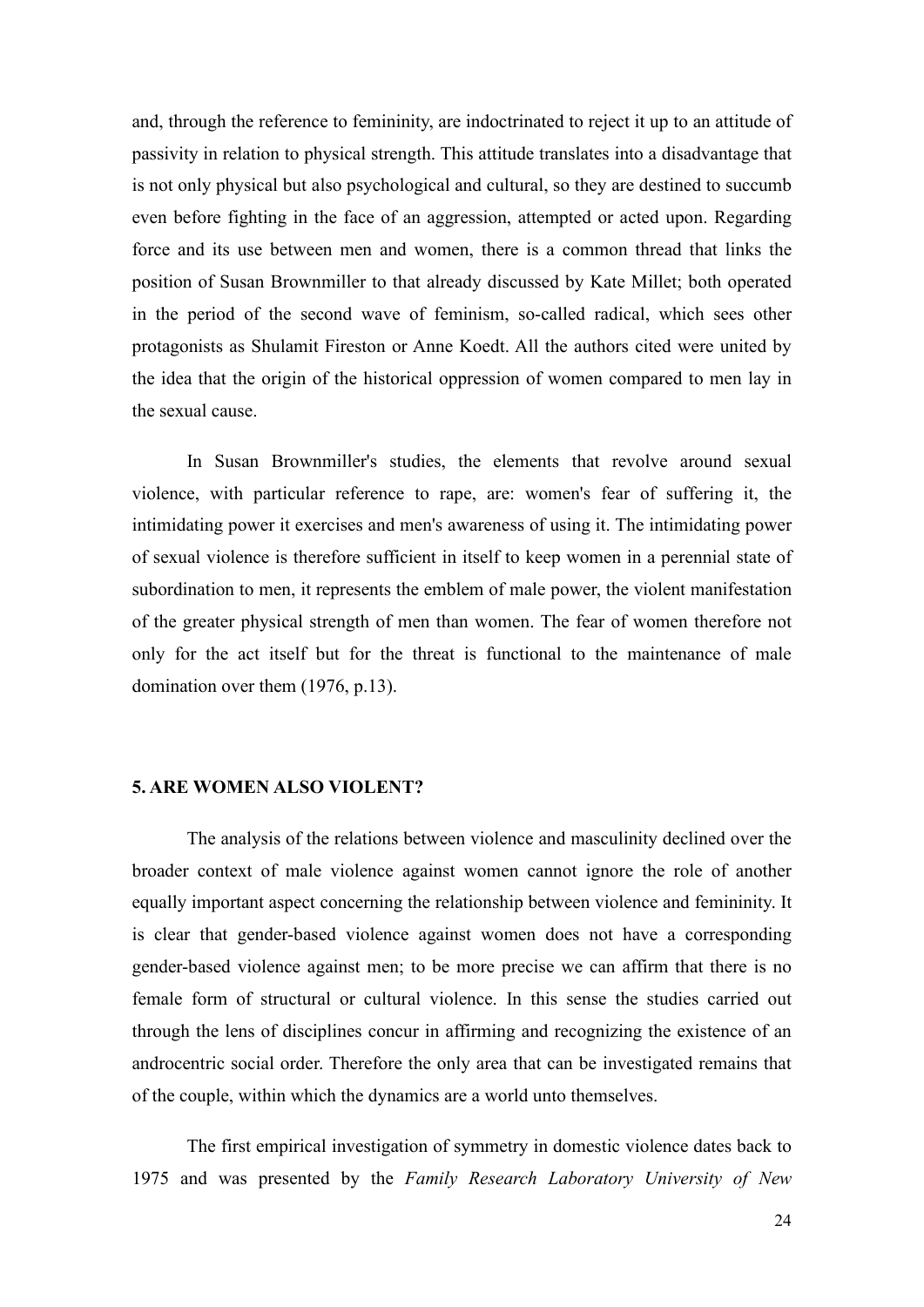and, through the reference to femininity, are indoctrinated to reject it up to an attitude of passivity in relation to physical strength. This attitude translates into a disadvantage that is not only physical but also psychological and cultural, so they are destined to succumb even before fighting in the face of an aggression, attempted or acted upon. Regarding force and its use between men and women, there is a common thread that links the position of Susan Brownmiller to that already discussed by Kate Millet; both operated in the period of the second wave of feminism, so-called radical, which sees other protagonists as Shulamit Fireston or Anne Koedt. All the authors cited were united by the idea that the origin of the historical oppression of women compared to men lay in the sexual cause.

In Susan Brownmiller's studies, the elements that revolve around sexual violence, with particular reference to rape, are: women's fear of suffering it, the intimidating power it exercises and men's awareness of using it. The intimidating power of sexual violence is therefore sufficient in itself to keep women in a perennial state of subordination to men, it represents the emblem of male power, the violent manifestation of the greater physical strength of men than women. The fear of women therefore not only for the act itself but for the threat is functional to the maintenance of male domination over them (1976, p.13).

## 5. ARE WOMEN ALSO VIOLENT?

The analysis of the relations between violence and masculinity declined over the broader context of male violence against women cannot ignore the role of another equally important aspect concerning the relationship between violence and femininity. It is clear that gender-based violence against women does not have a corresponding gender-based violence against men; to be more precise we can affirm that there is no female form of structural or cultural violence. In this sense the studies carried out through the lens of disciplines concur in affirming and recognizing the existence of an androcentric social order. Therefore the only area that can be investigated remains that of the couple, within which the dynamics are a world unto themselves.

The first empirical investigation of symmetry in domestic violence dates back to 1975 and was presented by the *Family Research Laboratory University of New*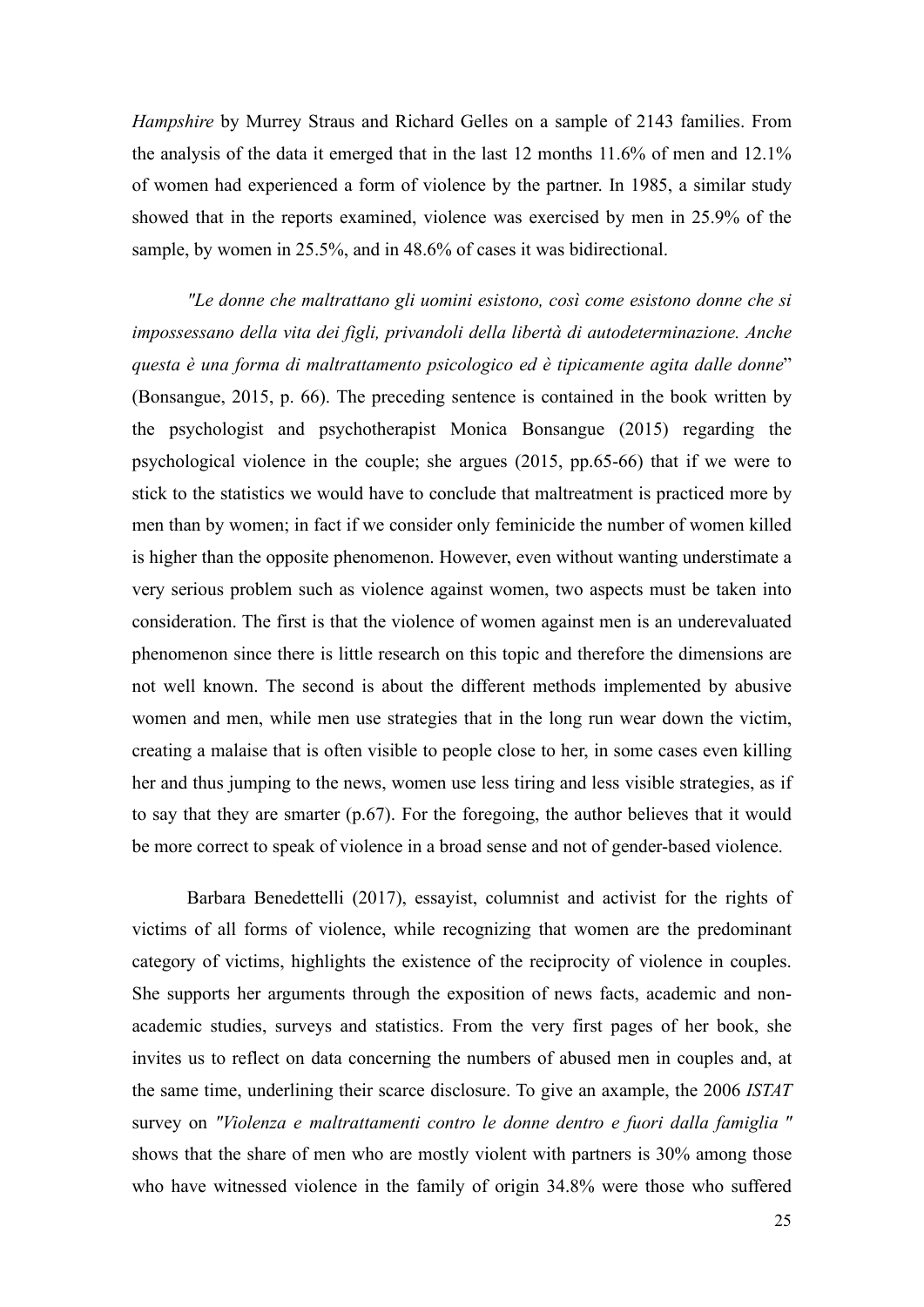*Hampshire* by Murrey Straus and Richard Gelles on a sample of 2143 families. From the analysis of the data it emerged that in the last 12 months 11.6% of men and 12.1% of women had experienced a form of violence by the partner. In 1985, a similar study showed that in the reports examined, violence was exercised by men in 25.9% of the sample, by women in 25.5%, and in 48.6% of cases it was bidirectional.

*"Le donne che maltrattano gli uomini esistono, così come esistono donne che si impossessano della vita dei figli, privandoli della libertà di autodeterminazione. Anche questa è una forma di maltrattamento psicologico ed è tipicamente agita dalle donne*" (Bonsangue, 2015, p. 66). The preceding sentence is contained in the book written by the psychologist and psychotherapist Monica Bonsangue (2015) regarding the psychological violence in the couple; she argues (2015, pp.65-66) that if we were to stick to the statistics we would have to conclude that maltreatment is practiced more by men than by women; in fact if we consider only feminicide the number of women killed is higher than the opposite phenomenon. However, even without wanting understimate a very serious problem such as violence against women, two aspects must be taken into consideration. The first is that the violence of women against men is an underevaluated phenomenon since there is little research on this topic and therefore the dimensions are not well known. The second is about the different methods implemented by abusive women and men, while men use strategies that in the long run wear down the victim, creating a malaise that is often visible to people close to her, in some cases even killing her and thus jumping to the news, women use less tiring and less visible strategies, as if to say that they are smarter (p.67). For the foregoing, the author believes that it would be more correct to speak of violence in a broad sense and not of gender-based violence.

Barbara Benedettelli (2017), essayist, columnist and activist for the rights of victims of all forms of violence, while recognizing that women are the predominant category of victims, highlights the existence of the reciprocity of violence in couples. She supports her arguments through the exposition of news facts, academic and non-academic studies, surveys and statistics. From the very first pages of her book, she invites us to reflect on data concerning the numbers of abused men in couples and, at the same time, underlining their scarce disclosure. To give an axample, the 2006 *ISTAT* survey on *"Violenza e maltrattamenti contro le donne dentro e fuori dalla famiglia "* shows that the share of men who are mostly violent with partners is 30% among those who have witnessed violence in the family of origin 34.8% were those who suffered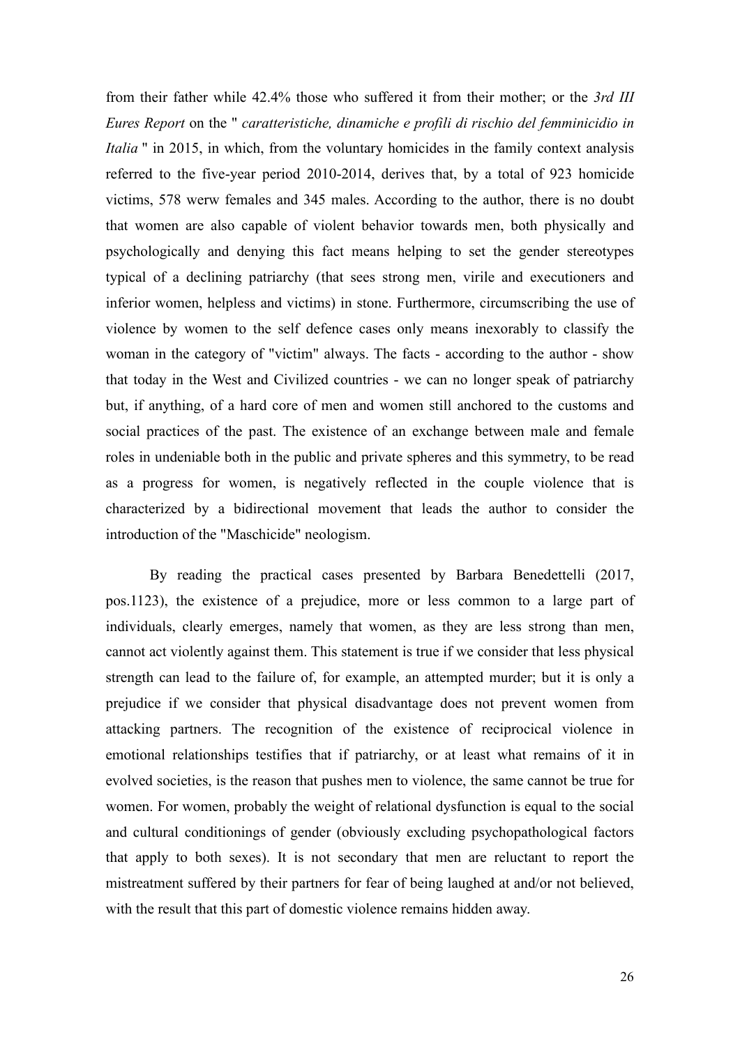from their father while 42.4% those who suffered it from their mother; or the *3rd III Eures Report* on the " *caratteristiche, dinamiche e profili di rischio del femminicidio in Italia* " in 2015, in which, from the voluntary homicides in the family context analysis referred to the five-year period 2010-2014, derives that, by a total of 923 homicide victims, 578 werw females and 345 males. According to the author, there is no doubt that women are also capable of violent behavior towards men, both physically and psychologically and denying this fact means helping to set the gender stereotypes typical of a declining patriarchy (that sees strong men, virile and executioners and inferior women, helpless and victims) in stone. Furthermore, circumscribing the use of violence by women to the self defence cases only means inexorably to classify the woman in the category of "victim" always. The facts - according to the author - show that today in the West and Civilized countries - we can no longer speak of patriarchy but, if anything, of a hard core of men and women still anchored to the customs and social practices of the past. The existence of an exchange between male and female roles in undeniable both in the public and private spheres and this symmetry, to be read as a progress for women, is negatively reflected in the couple violence that is characterized by a bidirectional movement that leads the author to consider the introduction of the "Maschicide" neologism.

By reading the practical cases presented by Barbara Benedettelli (2017, pos.1123), the existence of a prejudice, more or less common to a large part of individuals, clearly emerges, namely that women, as they are less strong than men, cannot act violently against them. This statement is true if we consider that less physical strength can lead to the failure of, for example, an attempted murder; but it is only a prejudice if we consider that physical disadvantage does not prevent women from attacking partners. The recognition of the existence of reciprocical violence in emotional relationships testifies that if patriarchy, or at least what remains of it in evolved societies, is the reason that pushes men to violence, the same cannot be true for women. For women, probably the weight of relational dysfunction is equal to the social and cultural conditionings of gender (obviously excluding psychopathological factors that apply to both sexes). It is not secondary that men are reluctant to report the mistreatment suffered by their partners for fear of being laughed at and/or not believed, with the result that this part of domestic violence remains hidden away.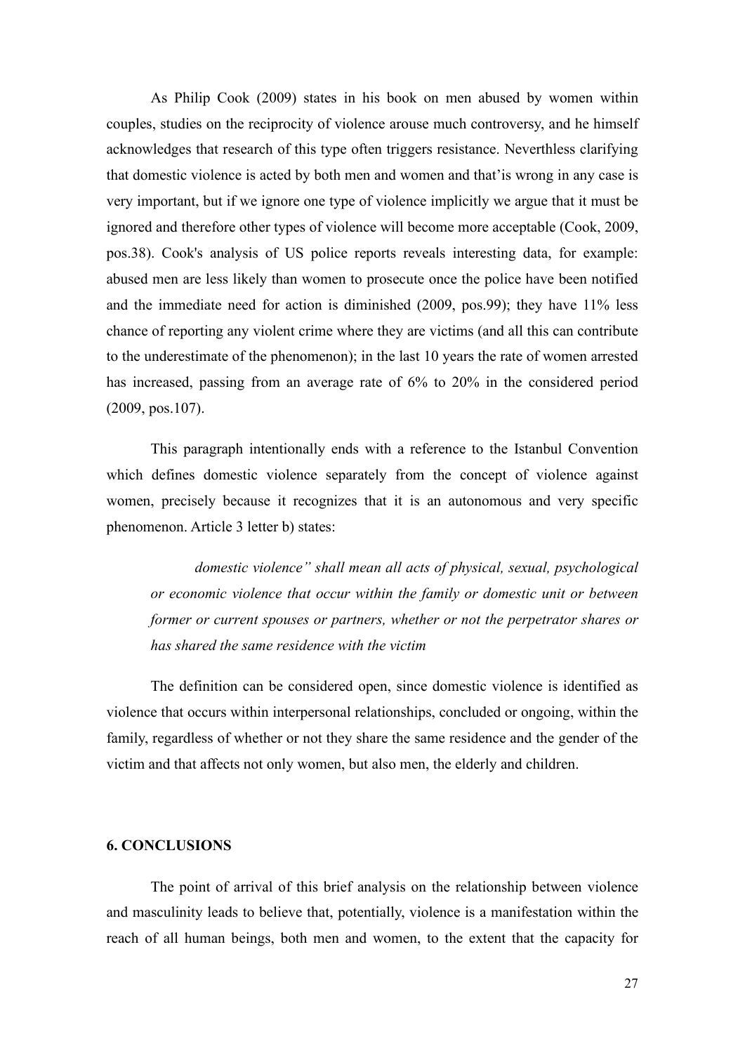As Philip Cook (2009) states in his book on men abused by women within couples, studies on the reciprocity of violence arouse much controversy, and he himself acknowledges that research of this type often triggers resistance. Neverthless clarifying that domestic violence is acted by both men and women and that'is wrong in any case is very important, but if we ignore one type of violence implicitly we argue that it must be ignored and therefore other types of violence will become more acceptable (Cook, 2009, pos.38). Cook's analysis of US police reports reveals interesting data, for example: abused men are less likely than women to prosecute once the police have been notified and the immediate need for action is diminished (2009, pos.99); they have 11% less chance of reporting any violent crime where they are victims (and all this can contribute to the underestimate of the phenomenon); in the last 10 years the rate of women arrested has increased, passing from an average rate of 6% to 20% in the considered period (2009, pos.107).

This paragraph intentionally ends with a reference to the Istanbul Convention which defines domestic violence separately from the concept of violence against women, precisely because it recognizes that it is an autonomous and very specific phenomenon. Article 3 letter b) states:

> *domestic violence" shall mean all acts of physical, sexual, psychological or economic violence that occur within the family or domestic unit or between former or current spouses or partners, whether or not the perpetrator shares or has shared the same residence with the victim*

The definition can be considered open, since domestic violence is identified as violence that occurs within interpersonal relationships, concluded or ongoing, within the family, regardless of whether or not they share the same residence and the gender of the victim and that affects not only women, but also men, the elderly and children.

## 6. CONCLUSIONS

The point of arrival of this brief analysis on the relationship between violence and masculinity leads to believe that, potentially, violence is a manifestation within the reach of all human beings, both men and women, to the extent that the capacity for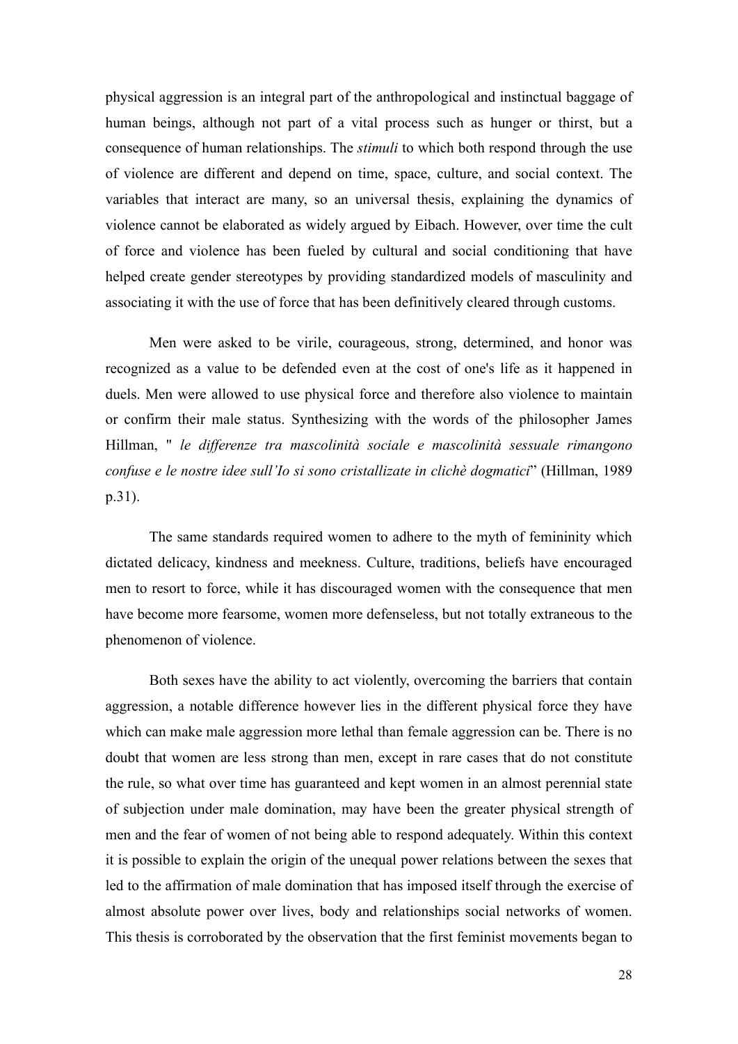physical aggression is an integral part of the anthropological and instinctual baggage of human beings, although not part of a vital process such as hunger or thirst, but a consequence of human relationships. The *stimuli* to which both respond through the use of violence are different and depend on time, space, culture, and social context. The variables that interact are many, so an universal thesis, explaining the dynamics of violence cannot be elaborated as widely argued by Eibach. However, over time the cult of force and violence has been fueled by cultural and social conditioning that have helped create gender stereotypes by providing standardized models of masculinity and associating it with the use of force that has been definitively cleared through customs.

Men were asked to be virile, courageous, strong, determined, and honor was recognized as a value to be defended even at the cost of one's life as it happened in duels. Men were allowed to use physical force and therefore also violence to maintain or confirm their male status. Synthesizing with the words of the philosopher James Hillman, " *le differenze tra mascolinità sociale e mascolinità sessuale rimangono confuse e le nostre idee sull'Io si sono cristallizate in clichè dogmatici*" (Hillman, 1989 p.31).

The same standards required women to adhere to the myth of femininity which dictated delicacy, kindness and meekness. Culture, traditions, beliefs have encouraged men to resort to force, while it has discouraged women with the consequence that men have become more fearsome, women more defenseless, but not totally extraneous to the phenomenon of violence.

Both sexes have the ability to act violently, overcoming the barriers that contain aggression, a notable difference however lies in the different physical force they have which can make male aggression more lethal than female aggression can be. There is no doubt that women are less strong than men, except in rare cases that do not constitute the rule, so what over time has guaranteed and kept women in an almost perennial state of subjection under male domination, may have been the greater physical strength of men and the fear of women of not being able to respond adequately. Within this context it is possible to explain the origin of the unequal power relations between the sexes that led to the affirmation of male domination that has imposed itself through the exercise of almost absolute power over lives, body and relationships social networks of women. This thesis is corroborated by the observation that the first feminist movements began to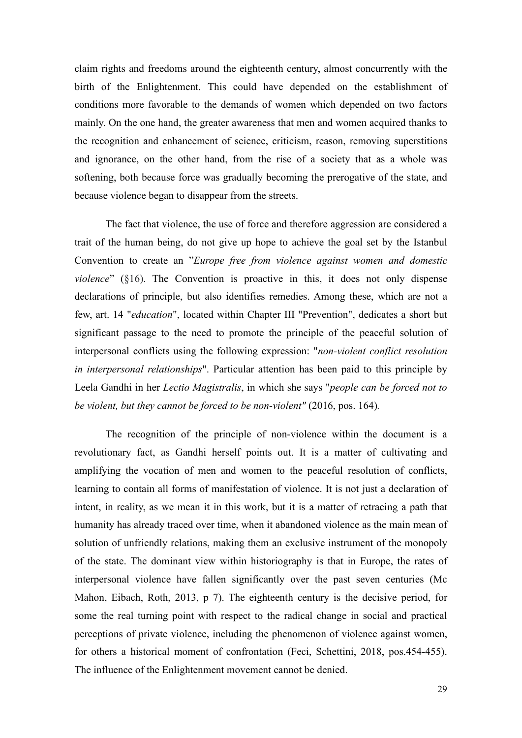claim rights and freedoms around the eighteenth century, almost concurrently with the birth of the Enlightenment. This could have depended on the establishment of conditions more favorable to the demands of women which depended on two factors mainly. On the one hand, the greater awareness that men and women acquired thanks to the recognition and enhancement of science, criticism, reason, removing superstitions and ignorance, on the other hand, from the rise of a society that as a whole was softening, both because force was gradually becoming the prerogative of the state, and because violence began to disappear from the streets.

The fact that violence, the use of force and therefore aggression are considered a trait of the human being, do not give up hope to achieve the goal set by the Istanbul Convention to create an "*Europe free from violence against women and domestic violence*" (§16). The Convention is proactive in this, it does not only dispense declarations of principle, but also identifies remedies. Among these, which are not a few, art. 14 "*education*", located within Chapter III "Prevention", dedicates a short but significant passage to the need to promote the principle of the peaceful solution of interpersonal conflicts using the following expression: "*non-violent conflict resolution in interpersonal relationships*". Particular attention has been paid to this principle by Leela Gandhi in her *Lectio Magistralis*, in which she says "*people can be forced not to be violent, but they cannot be forced to be non-violent"* (2016, pos. 164).

The recognition of the principle of non-violence within the document is a revolutionary fact, as Gandhi herself points out. It is a matter of cultivating and amplifying the vocation of men and women to the peaceful resolution of conflicts, learning to contain all forms of manifestation of violence. It is not just a declaration of intent, in reality, as we mean it in this work, but it is a matter of retracing a path that humanity has already traced over time, when it abandoned violence as the main mean of solution of unfriendly relations, making them an exclusive instrument of the monopoly of the state. The dominant view within historiography is that in Europe, the rates of interpersonal violence have fallen significantly over the past seven centuries (Mc Mahon, Eibach, Roth, 2013, p 7). The eighteenth century is the decisive period, for some the real turning point with respect to the radical change in social and practical perceptions of private violence, including the phenomenon of violence against women, for others a historical moment of confrontation (Feci, Schettini, 2018, pos.454-455). The influence of the Enlightenment movement cannot be denied.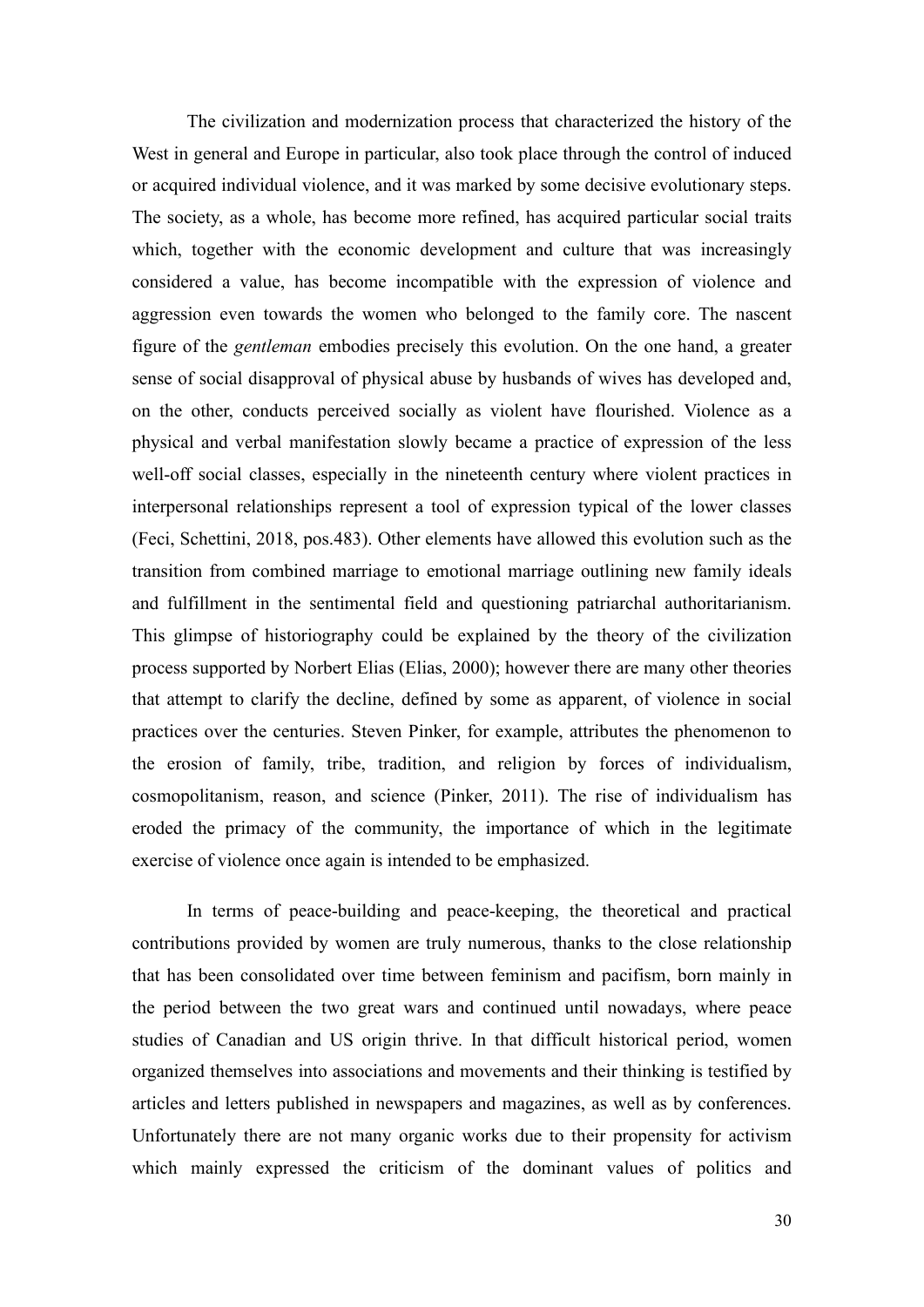The civilization and modernization process that characterized the history of the West in general and Europe in particular, also took place through the control of induced or acquired individual violence, and it was marked by some decisive evolutionary steps. The society, as a whole, has become more refined, has acquired particular social traits which, together with the economic development and culture that was increasingly considered a value, has become incompatible with the expression of violence and aggression even towards the women who belonged to the family core. The nascent figure of the *gentleman* embodies precisely this evolution. On the one hand, a greater sense of social disapproval of physical abuse by husbands of wives has developed and, on the other, conducts perceived socially as violent have flourished. Violence as a physical and verbal manifestation slowly became a practice of expression of the less well-off social classes, especially in the nineteenth century where violent practices in interpersonal relationships represent a tool of expression typical of the lower classes (Feci, Schettini, 2018, pos.483). Other elements have allowed this evolution such as the transition from combined marriage to emotional marriage outlining new family ideals and fulfillment in the sentimental field and questioning patriarchal authoritarianism. This glimpse of historiography could be explained by the theory of the civilization process supported by Norbert Elias (Elias, 2000); however there are many other theories that attempt to clarify the decline, defined by some as apparent, of violence in social practices over the centuries. Steven Pinker, for example, attributes the phenomenon to the erosion of family, tribe, tradition, and religion by forces of individualism, cosmopolitanism, reason, and science (Pinker, 2011). The rise of individualism has eroded the primacy of the community, the importance of which in the legitimate exercise of violence once again is intended to be emphasized.

In terms of peace-building and peace-keeping, the theoretical and practical contributions provided by women are truly numerous, thanks to the close relationship that has been consolidated over time between feminism and pacifism, born mainly in the period between the two great wars and continued until nowadays, where peace studies of Canadian and US origin thrive. In that difficult historical period, women organized themselves into associations and movements and their thinking is testified by articles and letters published in newspapers and magazines, as well as by conferences. Unfortunately there are not many organic works due to their propensity for activism which mainly expressed the criticism of the dominant values of politics and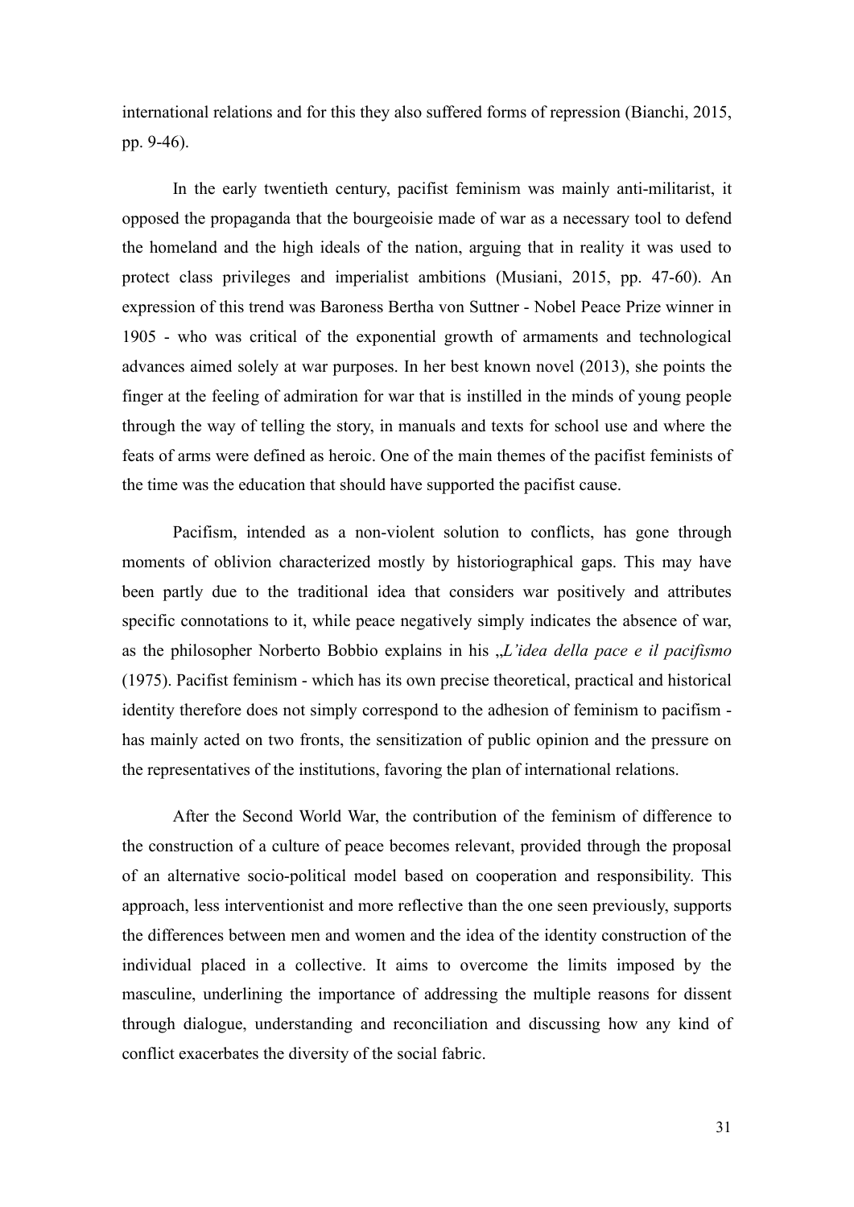international relations and for this they also suffered forms of repression (Bianchi, 2015, pp. 9-46).

In the early twentieth century, pacifist feminism was mainly anti-militarist, it opposed the propaganda that the bourgeoisie made of war as a necessary tool to defend the homeland and the high ideals of the nation, arguing that in reality it was used to protect class privileges and imperialist ambitions (Musiani, 2015, pp. 47-60). An expression of this trend was Baroness Bertha von Suttner - Nobel Peace Prize winner in 1905 - who was critical of the exponential growth of armaments and technological advances aimed solely at war purposes. In her best known novel (2013), she points the finger at the feeling of admiration for war that is instilled in the minds of young people through the way of telling the story, in manuals and texts for school use and where the feats of arms were defined as heroic. One of the main themes of the pacifist feminists of the time was the education that should have supported the pacifist cause.

Pacifism, intended as a non-violent solution to conflicts, has gone through moments of oblivion characterized mostly by historiographical gaps. This may have been partly due to the traditional idea that considers war positively and attributes specific connotations to it, while peace negatively simply indicates the absence of war, as the philosopher Norberto Bobbio explains in his „*L'idea della pace e il pacifismo* (1975). Pacifist feminism - which has its own precise theoretical, practical and historical identity therefore does not simply correspond to the adhesion of feminism to pacifism - has mainly acted on two fronts, the sensitization of public opinion and the pressure on the representatives of the institutions, favoring the plan of international relations.

After the Second World War, the contribution of the feminism of difference to the construction of a culture of peace becomes relevant, provided through the proposal of an alternative socio-political model based on cooperation and responsibility. This approach, less interventionist and more reflective than the one seen previously, supports the differences between men and women and the idea of the identity construction of the individual placed in a collective. It aims to overcome the limits imposed by the masculine, underlining the importance of addressing the multiple reasons for dissent through dialogue, understanding and reconciliation and discussing how any kind of conflict exacerbates the diversity of the social fabric.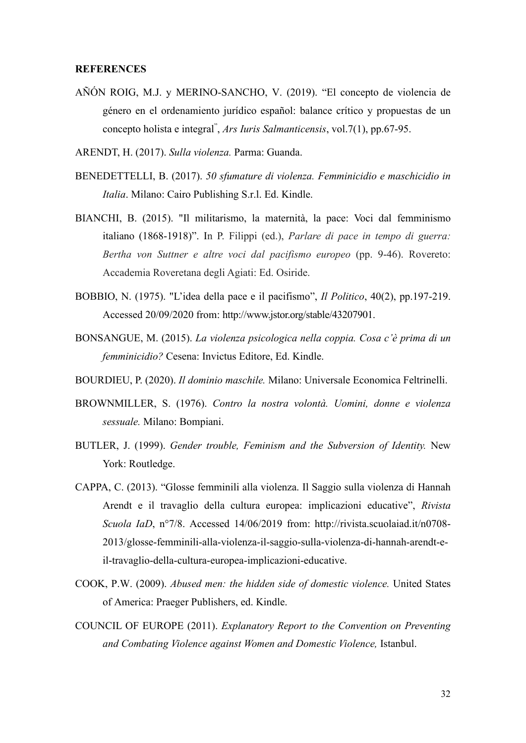**REFERENCES**

AÑÓN ROIG, M.J. y MERINO-SANCHO, V. (2019). "El concepto de violencia de género en el ordenamiento jurídico español: balance crítico y propuestas de un concepto holista e integral", *Ars Iuris Salmanticensis*, vol.7(1), pp.67-95.

ARENDT, H. (2017). *Sulla violenza.* Parma: Guanda.

BENEDETTELLI, B. (2017). *50 sfumature di violenza. Femminicidio e maschicidio in Italia*. Milano: Cairo Publishing S.r.l. Ed. Kindle.

BIANCHI, B. (2015). "Il militarismo, la maternità, la pace: Voci dal femminismo italiano (1868-1918)". In P. Filippi (ed.), *Parlare di pace in tempo di guerra: Bertha von Suttner e altre voci dal pacifismo europeo* (pp. 9-46). Rovereto: Accademia Roveretana degli Agiati: Ed. Osiride.

BOBBIO, N. (1975). "L'idea della pace e il pacifismo", *Il Politico*, 40(2), pp.197-219. Accessed 20/09/2020 from: http://www.jstor.org/stable/43207901.

BONSANGUE, M. (2015). *La violenza psicologica nella coppia. Cosa c'è prima di un femminicidio?* Cesena: Invictus Editore, Ed. Kindle.

BOURDIEU, P. (2020). *Il dominio maschile.* Milano: Universale Economica Feltrinelli.

BROWNMILLER, S. (1976). *Contro la nostra volontà. Uomini, donne e violenza sessuale.* Milano: Bompiani.

BUTLER, J. (1999). *Gender trouble, Feminism and the Subversion of Identity.* New York: Routledge.

CAPPA, C. (2013). "Glosse femminili alla violenza. Il Saggio sulla violenza di Hannah Arendt e il travaglio della cultura europea: implicazioni educative", *Rivista Scuola IaD*, n°7/8. Accessed 14/06/2019 from: http://rivista.scuolaiad.it/n0708-2013/glosse-femminili-alla-violenza-il-saggio-sulla-violenza-di-hannah-arendt-e-il-travaglio-della-cultura-europea-implicazioni-educative.

COOK, P.W. (2009). *Abused men: the hidden side of domestic violence.* United States of America: Praeger Publishers, ed. Kindle.

COUNCIL OF EUROPE (2011). *Explanatory Report to the Convention on Preventing and Combating Violence against Women and Domestic Violence,* Istanbul.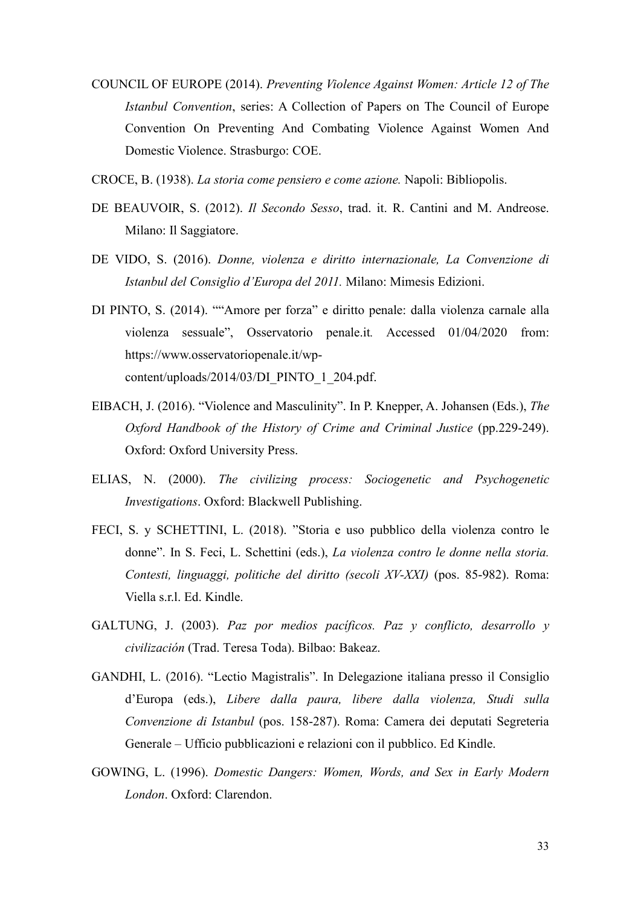COUNCIL OF EUROPE (2014). *Preventing Violence Against Women: Article 12 of The Istanbul Convention*, series: A Collection of Papers on The Council of Europe Convention On Preventing And Combating Violence Against Women And Domestic Violence. Strasburgo: COE.

CROCE, B. (1938). *La storia come pensiero e come azione.* Napoli: Bibliopolis.

DE BEAUVOIR, S. (2012). *Il Secondo Sesso*, trad. it. R. Cantini and M. Andreose. Milano: Il Saggiatore.

DE VIDO, S. (2016). *Donne, violenza e diritto internazionale, La Convenzione di Istanbul del Consiglio d'Europa del 2011.* Milano: Mimesis Edizioni.

DI PINTO, S. (2014). "“Amore per forza” e diritto penale: dalla violenza carnale alla violenza sessuale", Osservatorio penale.it*.* Accessed 01/04/2020 from: https://www.osservatoriopenale.it/wp-content/uploads/2014/03/DI_PINTO_1_204.pdf.

EIBACH, J. (2016). "Violence and Masculinity". In P. Knepper, A. Johansen (Eds.), *The Oxford Handbook of the History of Crime and Criminal Justice* (pp.229-249). Oxford: Oxford University Press.

ELIAS, N. (2000). *The civilizing process: Sociogenetic and Psychogenetic Investigations*. Oxford: Blackwell Publishing.

FECI, S. y SCHETTINI, L. (2018). "Storia e uso pubblico della violenza contro le donne". In S. Feci, L. Schettini (eds.), *La violenza contro le donne nella storia. Contesti, linguaggi, politiche del diritto (secoli XV-XXI)* (pos. 85-982). Roma: Viella s.r.l. Ed. Kindle.

GALTUNG, J. (2003). *Paz por medios pacíficos. Paz y conflicto, desarrollo y civilización* (Trad. Teresa Toda). Bilbao: Bakeaz.

GANDHI, L. (2016). "Lectio Magistralis". In Delegazione italiana presso il Consiglio d'Europa (eds.), *Libere dalla paura, libere dalla violenza, Studi sulla Convenzione di Istanbul* (pos. 158-287). Roma: Camera dei deputati Segreteria Generale – Ufficio pubblicazioni e relazioni con il pubblico. Ed Kindle.

GOWING, L. (1996). *Domestic Dangers: Women, Words, and Sex in Early Modern London*. Oxford: Clarendon.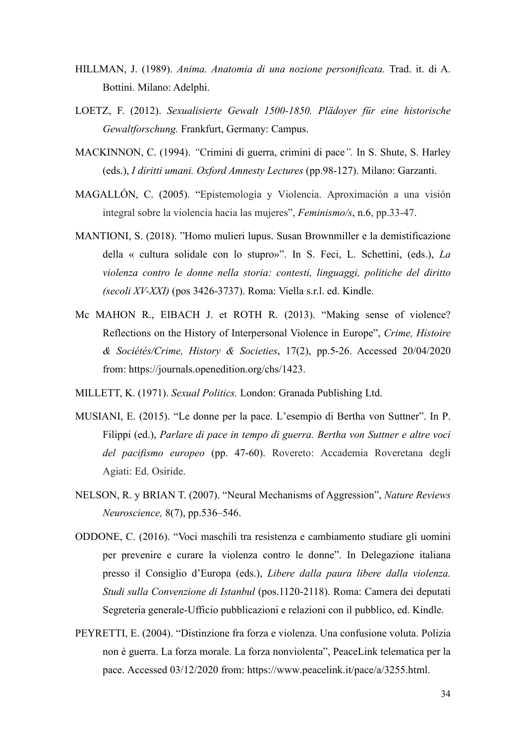HILLMAN, J. (1989). *Anima. Anatomia di una nozione personificata.* Trad. it. di A. Bottini. Milano: Adelphi.

LOETZ, F. (2012). *Sexualisierte Gewalt 1500-1850. Plädoyer für eine historische Gewaltforschung.* Frankfurt, Germany: Campus.

MACKINNON, C. (1994). *"*Crimini di guerra, crimini di pace*".* In S. Shute, S. Harley (eds.), *I diritti umani. Oxford Amnesty Lectures* (pp.98-127). Milano: Garzanti.

MAGALLÓN, C. (2005). "Epistemología y Violencia. Aproximación a una visión integral sobre la violencia hacia las mujeres", *Feminismo/s*, n.6, pp.33-47.

MANTIONI, S. (2018). "Homo mulieri lupus. Susan Brownmiller e la demistificazione della « cultura solidale con lo stupro»". In S. Feci, L. Schettini, (eds.), *La violenza contro le donne nella storia: contesti, linguaggi, politiche del diritto (secoli XV-XXI)* (pos 3426-3737). Roma: Viella s.r.l. ed. Kindle.

Mc MAHON R., EIBACH J. et ROTH R. (2013). "Making sense of violence? Reflections on the History of Interpersonal Violence in Europe", *Crime, Histoire & Sociétés/Crime, History & Societies*, 17(2), pp.5-26. Accessed 20/04/2020 from: https://journals.openedition.org/chs/1423.

MILLETT, K. (1971). *Sexual Politics.* London: Granada Publishing Ltd.

MUSIANI, E. (2015). "Le donne per la pace. L'esempio di Bertha von Suttner". In P. Filippi (ed.), *Parlare di pace in tempo di guerra. Bertha von Suttner e altre voci del pacifismo europeo* (pp. 47-60). Rovereto: Accademia Roveretana degli Agiati: Ed. Osiride.

NELSON, R. y BRIAN T. (2007). "Neural Mechanisms of Aggression", *Nature Reviews Neuroscience,* 8(7), pp.536–546.

ODDONE, C. (2016). "Voci maschili tra resistenza e cambiamento studiare gli uomini per prevenire e curare la violenza contro le donne". In Delegazione italiana presso il Consiglio d'Europa (eds.), *Libere dalla paura libere dalla violenza. Studi sulla Convenzione di Istanbul* (pos.1120-2118). Roma: Camera dei deputati Segreteria generale-Ufficio pubblicazioni e relazioni con il pubblico, ed. Kindle.

PEYRETTI, E. (2004). "Distinzione fra forza e violenza. Una confusione voluta. Polizia non è guerra. La forza morale. La forza nonviolenta", PeaceLink telematica per la pace. Accessed 03/12/2020 from: https://www.peacelink.it/pace/a/3255.html.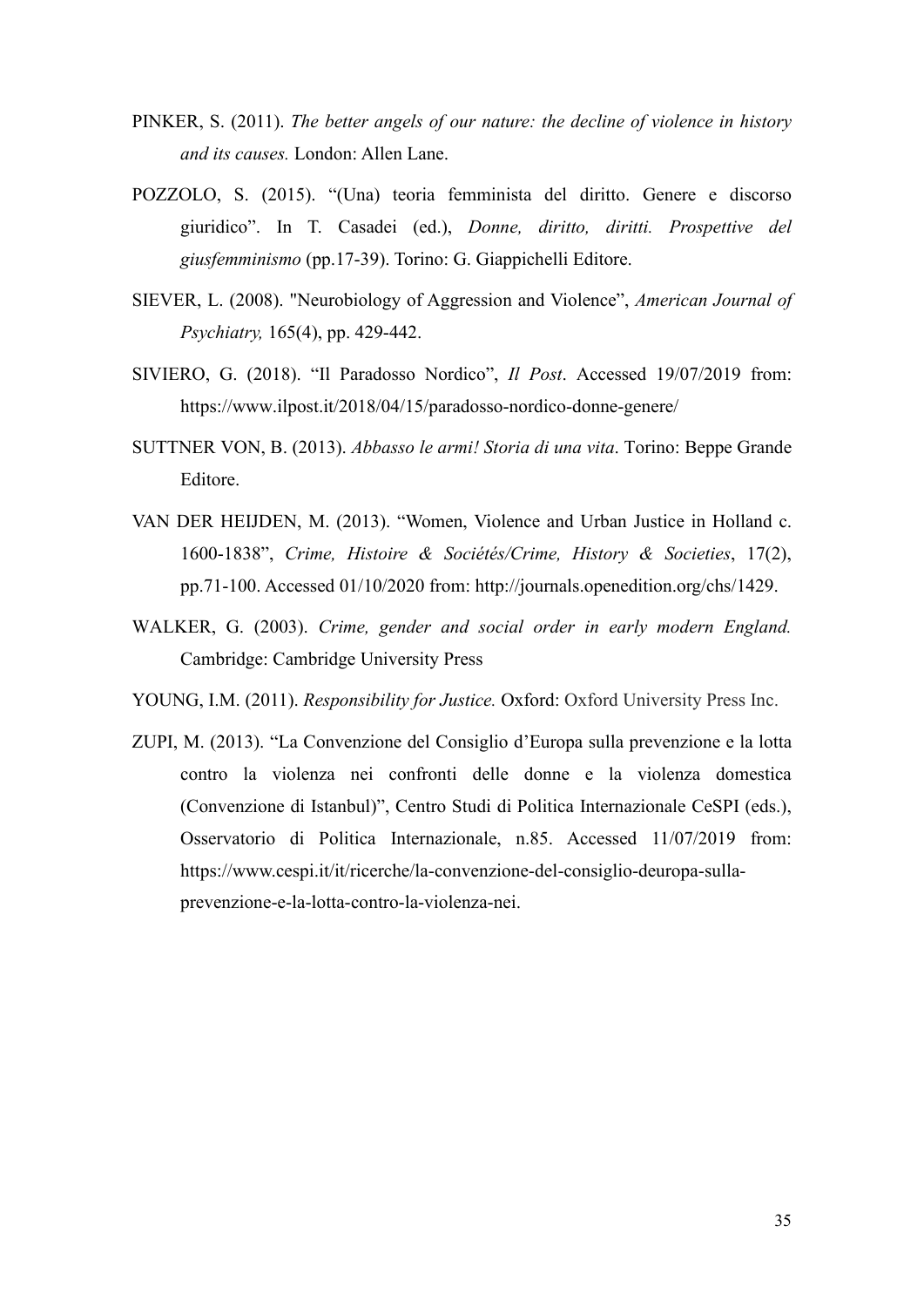PINKER, S. (2011). *The better angels of our nature: the decline of violence in history and its causes.* London: Allen Lane.

POZZOLO, S. (2015). "(Una) teoria femminista del diritto. Genere e discorso giuridico". In T. Casadei (ed.), *Donne, diritto, diritti. Prospettive del giusfemminismo* (pp.17-39). Torino: G. Giappichelli Editore.

SIEVER, L. (2008). "Neurobiology of Aggression and Violence", *American Journal of Psychiatry,* 165(4), pp. 429-442.

SIVIERO, G. (2018). "Il Paradosso Nordico", *Il Post*. Accessed 19/07/2019 from: https://www.ilpost.it/2018/04/15/paradosso-nordico-donne-genere/

SUTTNER VON, B. (2013). *Abbasso le armi! Storia di una vita*. Torino: Beppe Grande Editore.

VAN DER HEIJDEN, M. (2013). "Women, Violence and Urban Justice in Holland c. 1600-1838", *Crime, Histoire & Sociétés/Crime, History & Societies*, 17(2), pp.71-100. Accessed 01/10/2020 from: http://journals.openedition.org/chs/1429.

WALKER, G. (2003). *Crime, gender and social order in early modern England.* Cambridge: Cambridge University Press

YOUNG, I.M. (2011). *Responsibility for Justice.* Oxford: Oxford University Press Inc.

ZUPI, M. (2013). "La Convenzione del Consiglio d'Europa sulla prevenzione e la lotta contro la violenza nei confronti delle donne e la violenza domestica (Convenzione di Istanbul)", Centro Studi di Politica Internazionale CeSPI (eds.), Osservatorio di Politica Internazionale, n.85. Accessed 11/07/2019 from: https://www.cespi.it/it/ricerche/la-convenzione-del-consiglio-deuropa-sulla-prevenzione-e-la-lotta-contro-la-violenza-nei.